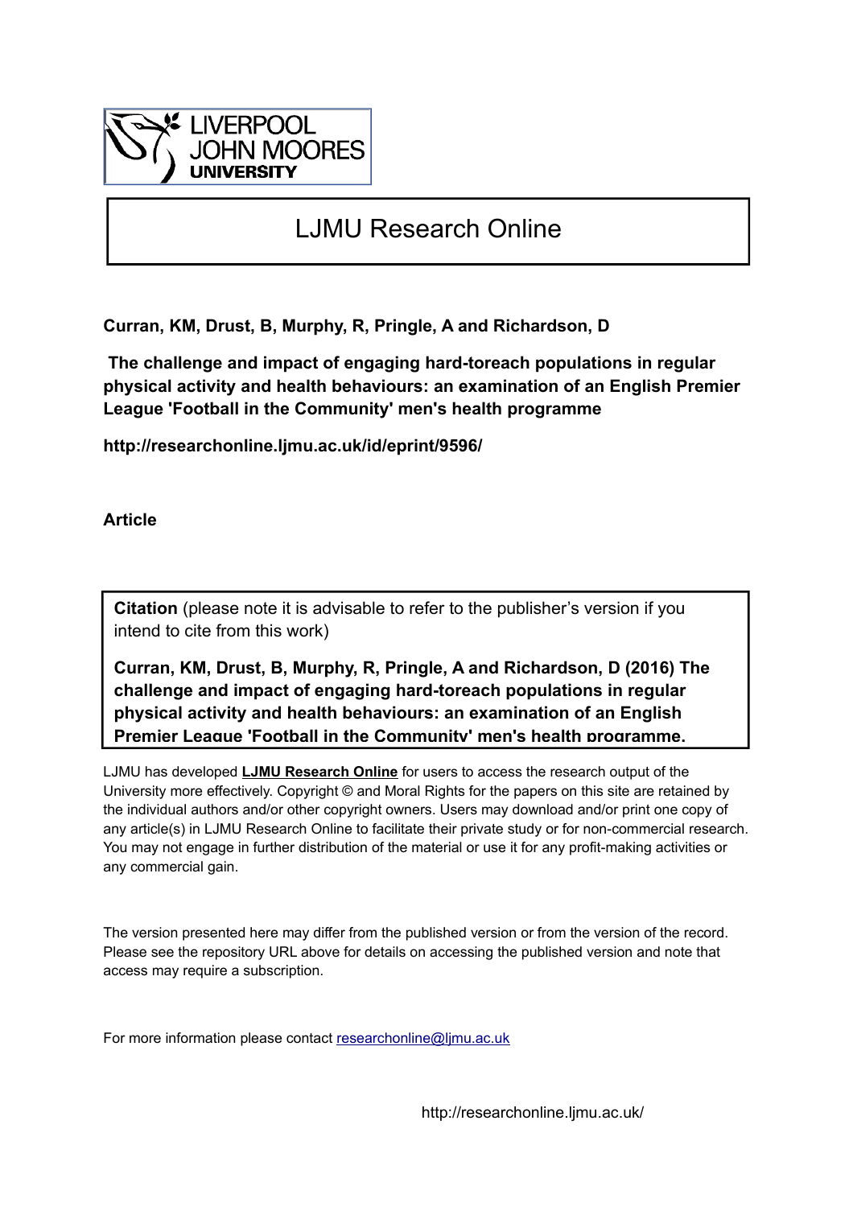# LJMU Research Online

**Curran, KM, Drust, B, Murphy, R, Pringle, A and Richardson, D**

**The challenge and impact of engaging hard-toreach populations in regular physical activity and health behaviours: an examination of an English Premier League 'Football in the Community' men's health programme**

**http://researchonline.ljmu.ac.uk/id/eprint/9596/**

**Article**

**Citation** (please note it is advisable to refer to the publisher's version if you intend to cite from this work)

**Curran, KM, Drust, B, Murphy, R, Pringle, A and Richardson, D (2016) The challenge and impact of engaging hard-toreach populations in regular physical activity and health behaviours: an examination of an English Premier League 'Football in the Community' men's health programme.**

LJMU has developed **LJMU Research Online** for users to access the research output of the University more effectively. Copyright © and Moral Rights for the papers on this site are retained by the individual authors and/or other copyright owners. Users may download and/or print one copy of any article(s) in LJMU Research Online to facilitate their private study or for non-commercial research. You may not engage in further distribution of the material or use it for any profit-making activities or any commercial gain.

The version presented here may differ from the published version or from the version of the record. Please see the repository URL above for details on accessing the published version and note that access may require a subscription.

For more information please contact researchonline@ljmu.ac.uk

http://researchonline.ljmu.ac.uk/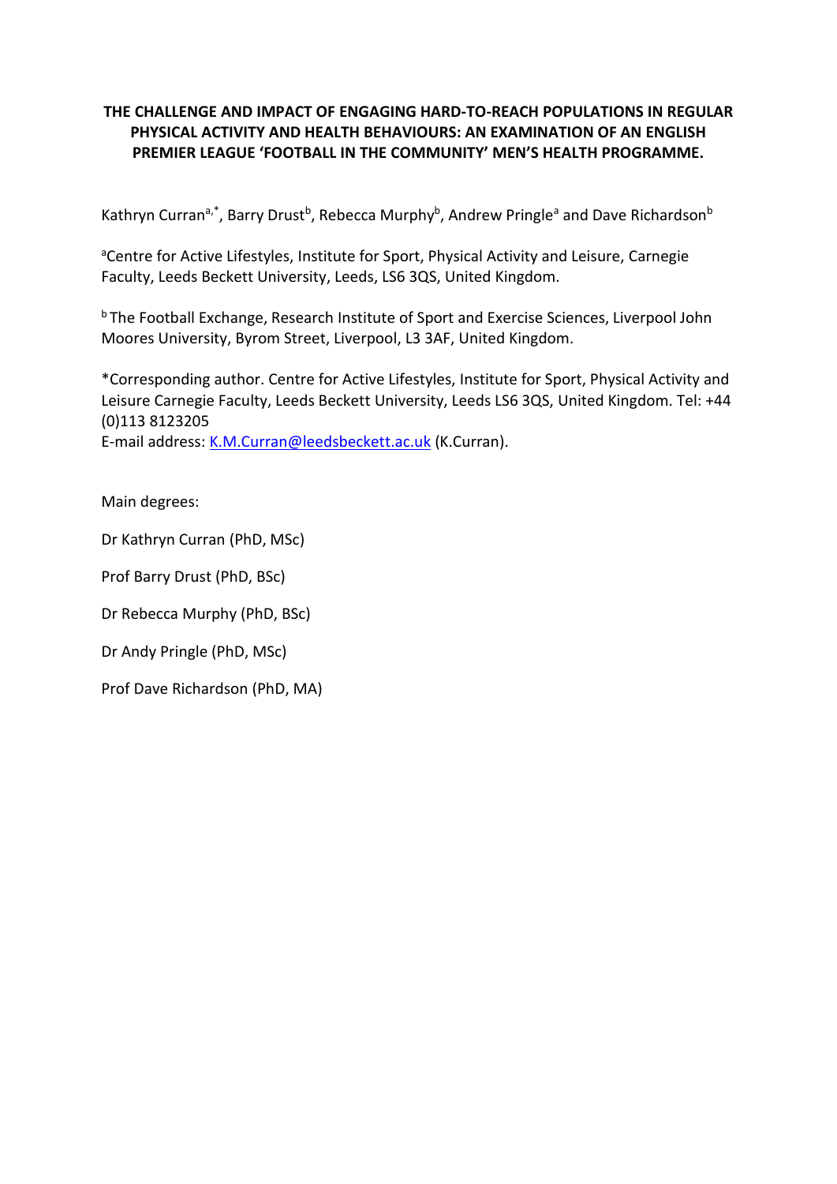**THE CHALLENGE AND IMPACT OF ENGAGING HARD-TO-REACH POPULATIONS IN REGULAR PHYSICAL ACTIVITY AND HEALTH BEHAVIOURS: AN EXAMINATION OF AN ENGLISH PREMIER LEAGUE 'FOOTBALL IN THE COMMUNITY' MEN'S HEALTH PROGRAMME.**

Kathryn Curran[a,*], Barry Drust[b], Rebecca Murphy[b], Andrew Pringle[a] and Dave Richardson[b]

[a]Centre for Active Lifestyles, Institute for Sport, Physical Activity and Leisure, Carnegie Faculty, Leeds Beckett University, Leeds, LS6 3QS, United Kingdom.

[b] The Football Exchange, Research Institute of Sport and Exercise Sciences, Liverpool John Moores University, Byrom Street, Liverpool, L3 3AF, United Kingdom.

*Corresponding author. Centre for Active Lifestyles, Institute for Sport, Physical Activity and Leisure Carnegie Faculty, Leeds Beckett University, Leeds LS6 3QS, United Kingdom. Tel: +44 (0)113 8123205
E-mail address: K.M.Curran@leedsbeckett.ac.uk (K.Curran).

Main degrees:

Dr Kathryn Curran (PhD, MSc)

Prof Barry Drust (PhD, BSc)

Dr Rebecca Murphy (PhD, BSc)

Dr Andy Pringle (PhD, MSc)

Prof Dave Richardson (PhD, MA)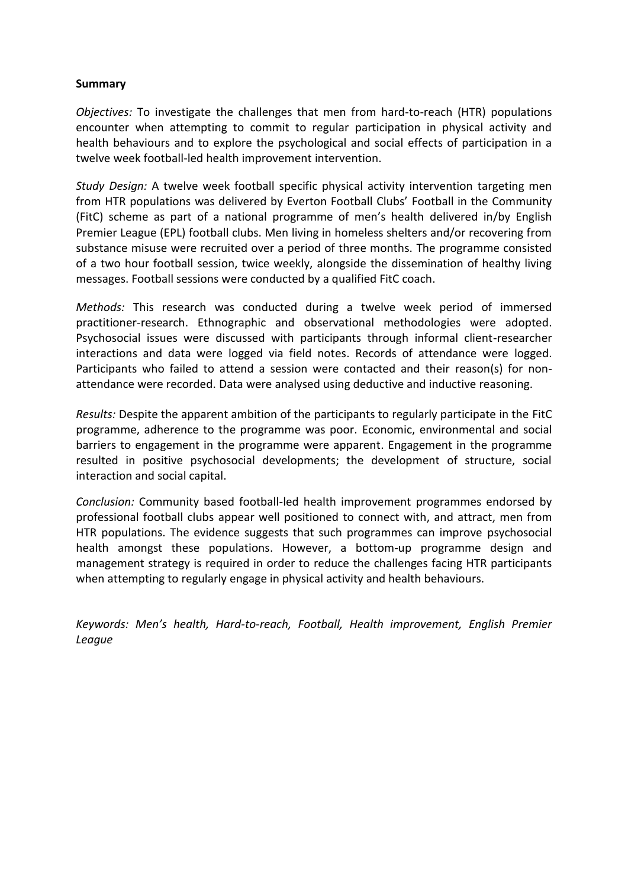**Summary**

*Objectives:* To investigate the challenges that men from hard-to-reach (HTR) populations encounter when attempting to commit to regular participation in physical activity and health behaviours and to explore the psychological and social effects of participation in a twelve week football-led health improvement intervention.

*Study Design:* A twelve week football specific physical activity intervention targeting men from HTR populations was delivered by Everton Football Clubs' Football in the Community (FitC) scheme as part of a national programme of men's health delivered in/by English Premier League (EPL) football clubs. Men living in homeless shelters and/or recovering from substance misuse were recruited over a period of three months. The programme consisted of a two hour football session, twice weekly, alongside the dissemination of healthy living messages. Football sessions were conducted by a qualified FitC coach.

*Methods:* This research was conducted during a twelve week period of immersed practitioner-research. Ethnographic and observational methodologies were adopted. Psychosocial issues were discussed with participants through informal client-researcher interactions and data were logged via field notes. Records of attendance were logged. Participants who failed to attend a session were contacted and their reason(s) for non-attendance were recorded. Data were analysed using deductive and inductive reasoning.

*Results:* Despite the apparent ambition of the participants to regularly participate in the FitC programme, adherence to the programme was poor. Economic, environmental and social barriers to engagement in the programme were apparent. Engagement in the programme resulted in positive psychosocial developments; the development of structure, social interaction and social capital.

*Conclusion:* Community based football-led health improvement programmes endorsed by professional football clubs appear well positioned to connect with, and attract, men from HTR populations. The evidence suggests that such programmes can improve psychosocial health amongst these populations. However, a bottom-up programme design and management strategy is required in order to reduce the challenges facing HTR participants when attempting to regularly engage in physical activity and health behaviours.

*Keywords: Men's health, Hard-to-reach, Football, Health improvement, English Premier League*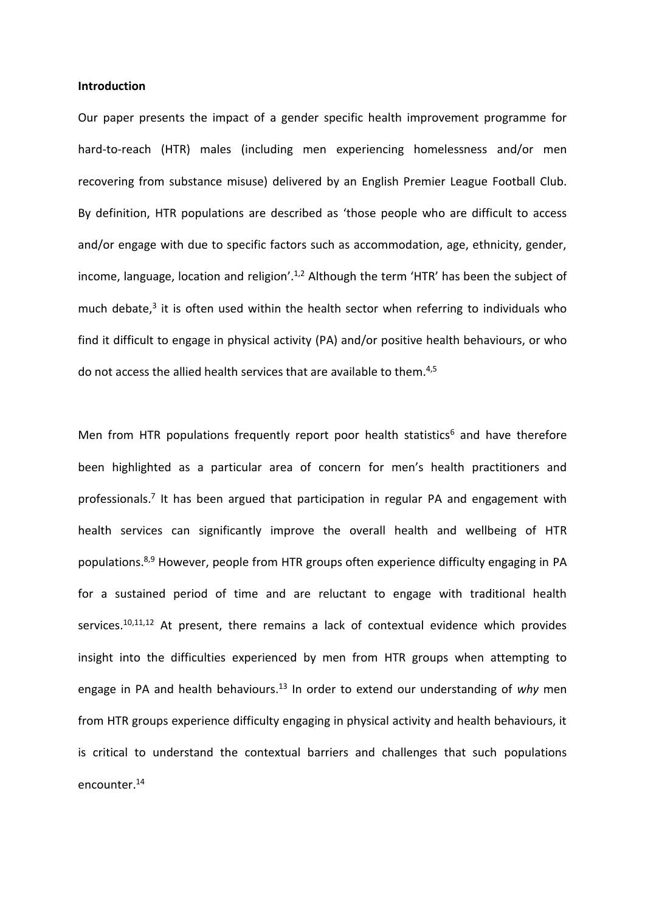**Introduction**

Our paper presents the impact of a gender specific health improvement programme for hard-to-reach (HTR) males (including men experiencing homelessness and/or men recovering from substance misuse) delivered by an English Premier League Football Club. By definition, HTR populations are described as 'those people who are difficult to access and/or engage with due to specific factors such as accommodation, age, ethnicity, gender, income, language, location and religion'.[1,2] Although the term 'HTR' has been the subject of much debate,[3] it is often used within the health sector when referring to individuals who find it difficult to engage in physical activity (PA) and/or positive health behaviours, or who do not access the allied health services that are available to them.[4,5]

Men from HTR populations frequently report poor health statistics[6] and have therefore been highlighted as a particular area of concern for men's health practitioners and professionals.[7] It has been argued that participation in regular PA and engagement with health services can significantly improve the overall health and wellbeing of HTR populations.[8,9] However, people from HTR groups often experience difficulty engaging in PA for a sustained period of time and are reluctant to engage with traditional health services.[10,11,12] At present, there remains a lack of contextual evidence which provides insight into the difficulties experienced by men from HTR groups when attempting to engage in PA and health behaviours.[13] In order to extend our understanding of *why* men from HTR groups experience difficulty engaging in physical activity and health behaviours, it is critical to understand the contextual barriers and challenges that such populations encounter.[14]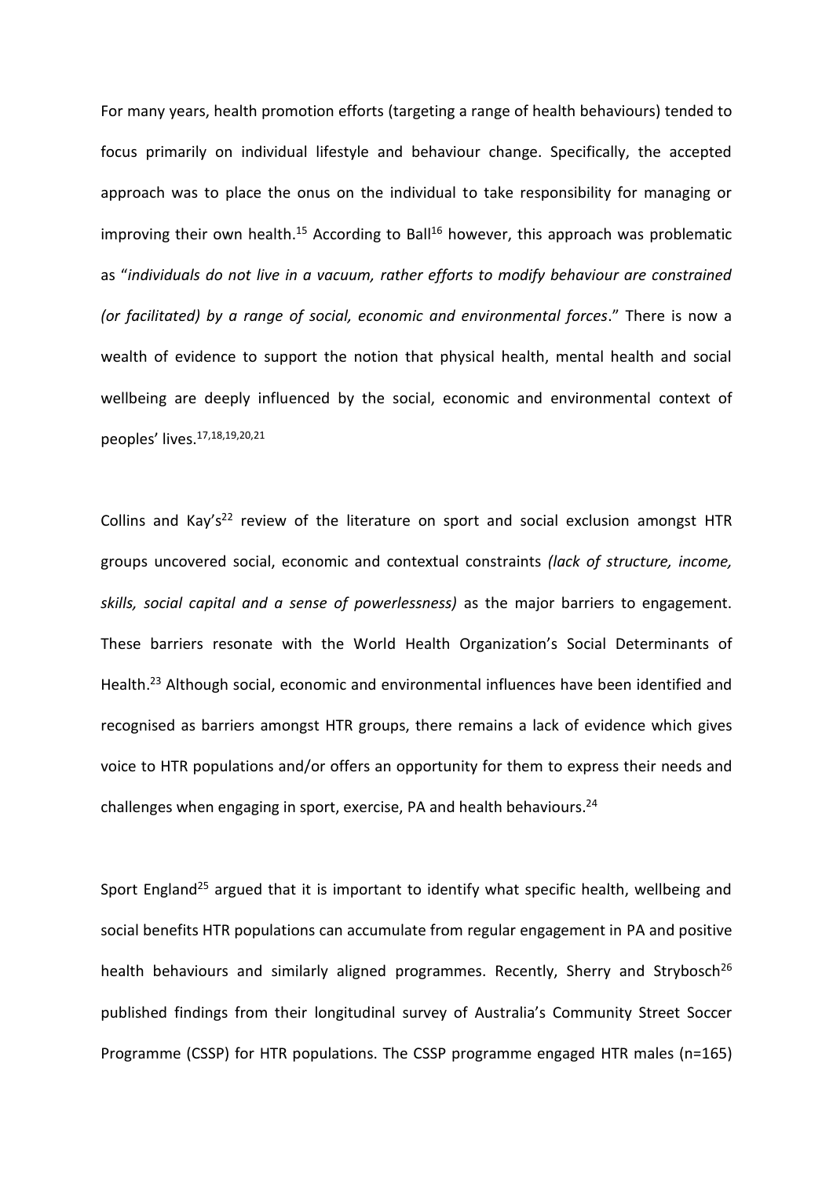For many years, health promotion efforts (targeting a range of health behaviours) tended to focus primarily on individual lifestyle and behaviour change. Specifically, the accepted approach was to place the onus on the individual to take responsibility for managing or improving their own health.[15] According to Ball[16] however, this approach was problematic as "*individuals do not live in a vacuum, rather efforts to modify behaviour are constrained (or facilitated) by a range of social, economic and environmental forces*." There is now a wealth of evidence to support the notion that physical health, mental health and social wellbeing are deeply influenced by the social, economic and environmental context of peoples' lives.[17,18,19,20,21]

Collins and Kay's[22] review of the literature on sport and social exclusion amongst HTR groups uncovered social, economic and contextual constraints *(lack of structure, income, skills, social capital and a sense of powerlessness)* as the major barriers to engagement. These barriers resonate with the World Health Organization's Social Determinants of Health.[23] Although social, economic and environmental influences have been identified and recognised as barriers amongst HTR groups, there remains a lack of evidence which gives voice to HTR populations and/or offers an opportunity for them to express their needs and challenges when engaging in sport, exercise, PA and health behaviours.[24]

Sport England[25] argued that it is important to identify what specific health, wellbeing and social benefits HTR populations can accumulate from regular engagement in PA and positive health behaviours and similarly aligned programmes. Recently, Sherry and Strybosch[26] published findings from their longitudinal survey of Australia's Community Street Soccer Programme (CSSP) for HTR populations. The CSSP programme engaged HTR males (n=165)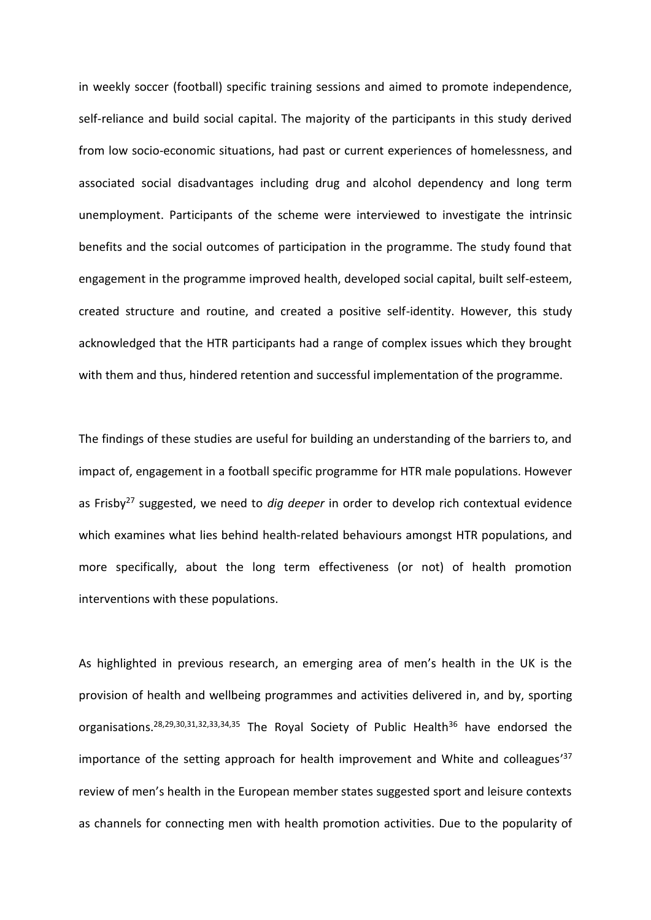in weekly soccer (football) specific training sessions and aimed to promote independence, self-reliance and build social capital. The majority of the participants in this study derived from low socio-economic situations, had past or current experiences of homelessness, and associated social disadvantages including drug and alcohol dependency and long term unemployment. Participants of the scheme were interviewed to investigate the intrinsic benefits and the social outcomes of participation in the programme. The study found that engagement in the programme improved health, developed social capital, built self-esteem, created structure and routine, and created a positive self-identity. However, this study acknowledged that the HTR participants had a range of complex issues which they brought with them and thus, hindered retention and successful implementation of the programme.

The findings of these studies are useful for building an understanding of the barriers to, and impact of, engagement in a football specific programme for HTR male populations. However as Frisby[27] suggested, we need to *dig deeper* in order to develop rich contextual evidence which examines what lies behind health-related behaviours amongst HTR populations, and more specifically, about the long term effectiveness (or not) of health promotion interventions with these populations.

As highlighted in previous research, an emerging area of men's health in the UK is the provision of health and wellbeing programmes and activities delivered in, and by, sporting organisations.[28,29,30,31,32,33,34,35] The Royal Society of Public Health[36] have endorsed the importance of the setting approach for health improvement and White and colleagues'[37] review of men's health in the European member states suggested sport and leisure contexts as channels for connecting men with health promotion activities. Due to the popularity of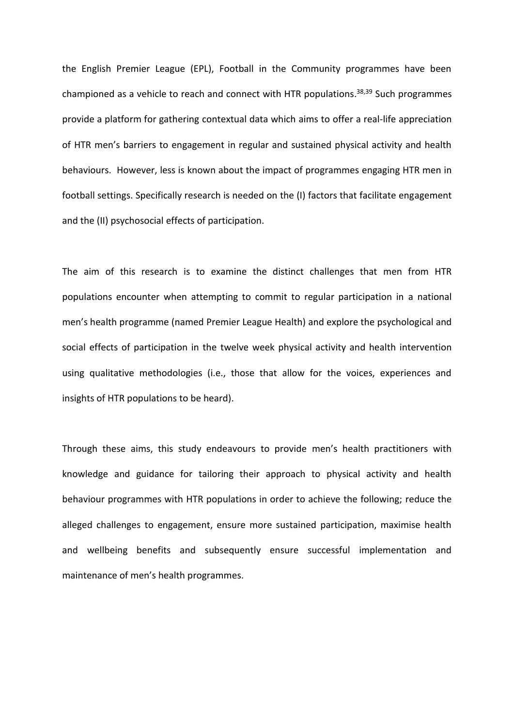the English Premier League (EPL), Football in the Community programmes have been championed as a vehicle to reach and connect with HTR populations.[38,39] Such programmes provide a platform for gathering contextual data which aims to offer a real-life appreciation of HTR men's barriers to engagement in regular and sustained physical activity and health behaviours. However, less is known about the impact of programmes engaging HTR men in football settings. Specifically research is needed on the (I) factors that facilitate engagement and the (II) psychosocial effects of participation.

The aim of this research is to examine the distinct challenges that men from HTR populations encounter when attempting to commit to regular participation in a national men's health programme (named Premier League Health) and explore the psychological and social effects of participation in the twelve week physical activity and health intervention using qualitative methodologies (i.e., those that allow for the voices, experiences and insights of HTR populations to be heard).

Through these aims, this study endeavours to provide men's health practitioners with knowledge and guidance for tailoring their approach to physical activity and health behaviour programmes with HTR populations in order to achieve the following; reduce the alleged challenges to engagement, ensure more sustained participation, maximise health and wellbeing benefits and subsequently ensure successful implementation and maintenance of men's health programmes.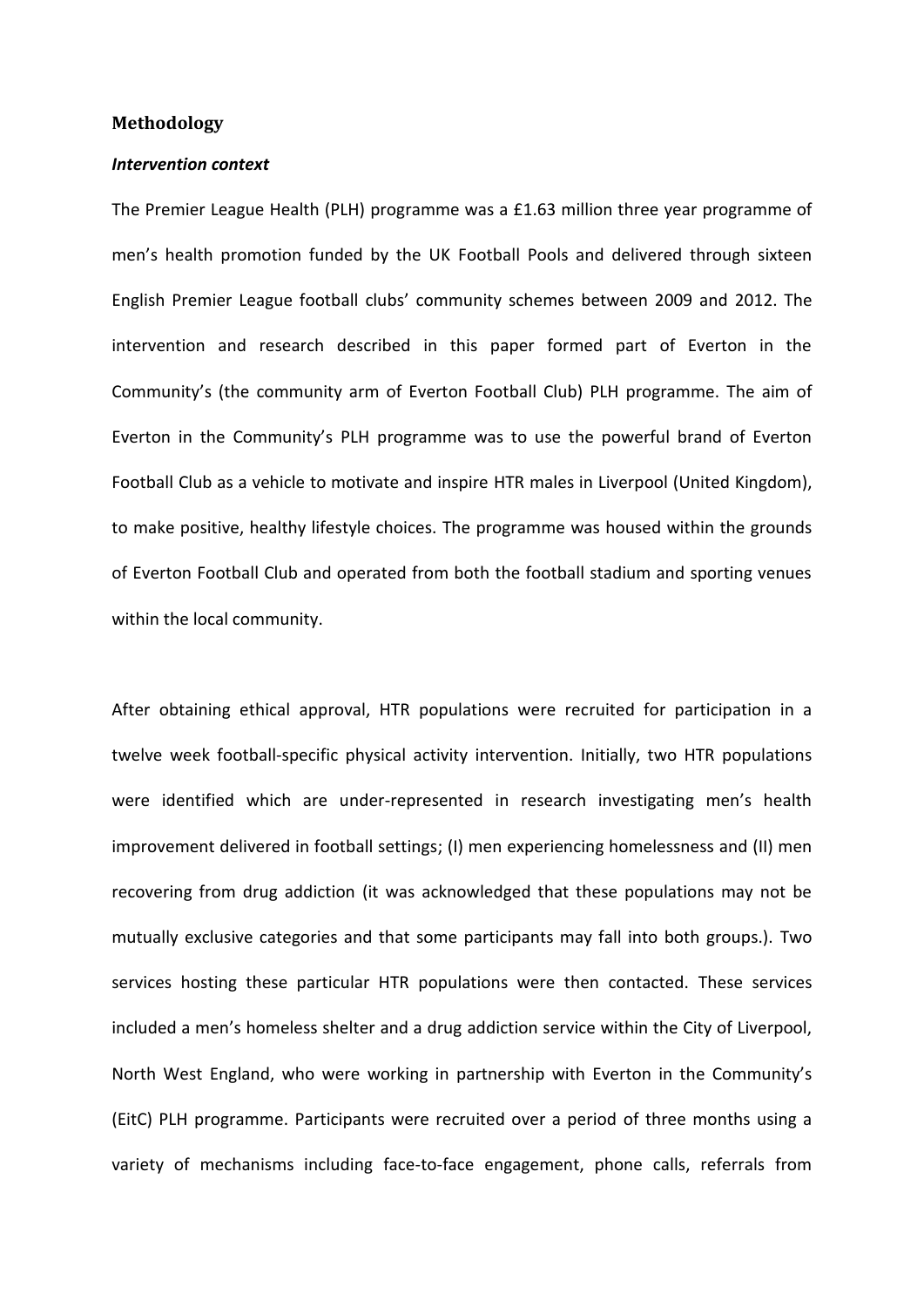## Methodology

### *Intervention context*

The Premier League Health (PLH) programme was a £1.63 million three year programme of men's health promotion funded by the UK Football Pools and delivered through sixteen English Premier League football clubs' community schemes between 2009 and 2012. The intervention and research described in this paper formed part of Everton in the Community's (the community arm of Everton Football Club) PLH programme. The aim of Everton in the Community's PLH programme was to use the powerful brand of Everton Football Club as a vehicle to motivate and inspire HTR males in Liverpool (United Kingdom), to make positive, healthy lifestyle choices. The programme was housed within the grounds of Everton Football Club and operated from both the football stadium and sporting venues within the local community.

After obtaining ethical approval, HTR populations were recruited for participation in a twelve week football-specific physical activity intervention. Initially, two HTR populations were identified which are under-represented in research investigating men's health improvement delivered in football settings; (I) men experiencing homelessness and (II) men recovering from drug addiction (it was acknowledged that these populations may not be mutually exclusive categories and that some participants may fall into both groups.). Two services hosting these particular HTR populations were then contacted. These services included a men's homeless shelter and a drug addiction service within the City of Liverpool, North West England, who were working in partnership with Everton in the Community's (EitC) PLH programme. Participants were recruited over a period of three months using a variety of mechanisms including face-to-face engagement, phone calls, referrals from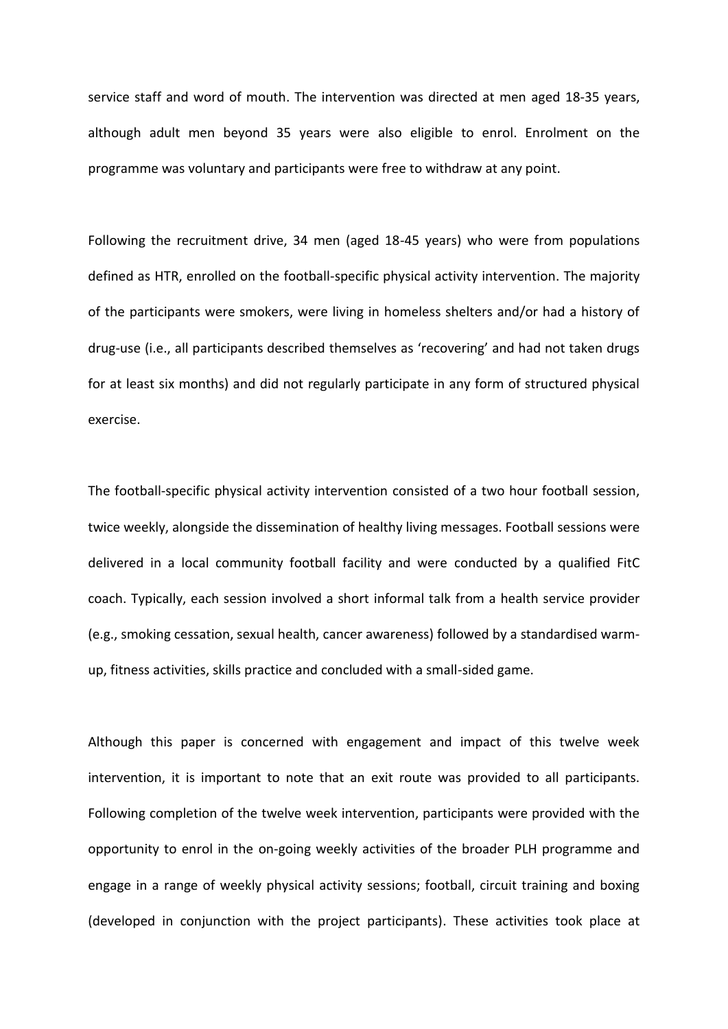service staff and word of mouth. The intervention was directed at men aged 18-35 years, although adult men beyond 35 years were also eligible to enrol. Enrolment on the programme was voluntary and participants were free to withdraw at any point.

Following the recruitment drive, 34 men (aged 18-45 years) who were from populations defined as HTR, enrolled on the football-specific physical activity intervention. The majority of the participants were smokers, were living in homeless shelters and/or had a history of drug-use (i.e., all participants described themselves as 'recovering' and had not taken drugs for at least six months) and did not regularly participate in any form of structured physical exercise.

The football-specific physical activity intervention consisted of a two hour football session, twice weekly, alongside the dissemination of healthy living messages. Football sessions were delivered in a local community football facility and were conducted by a qualified FitC coach. Typically, each session involved a short informal talk from a health service provider (e.g., smoking cessation, sexual health, cancer awareness) followed by a standardised warm-up, fitness activities, skills practice and concluded with a small-sided game.

Although this paper is concerned with engagement and impact of this twelve week intervention, it is important to note that an exit route was provided to all participants. Following completion of the twelve week intervention, participants were provided with the opportunity to enrol in the on-going weekly activities of the broader PLH programme and engage in a range of weekly physical activity sessions; football, circuit training and boxing (developed in conjunction with the project participants). These activities took place at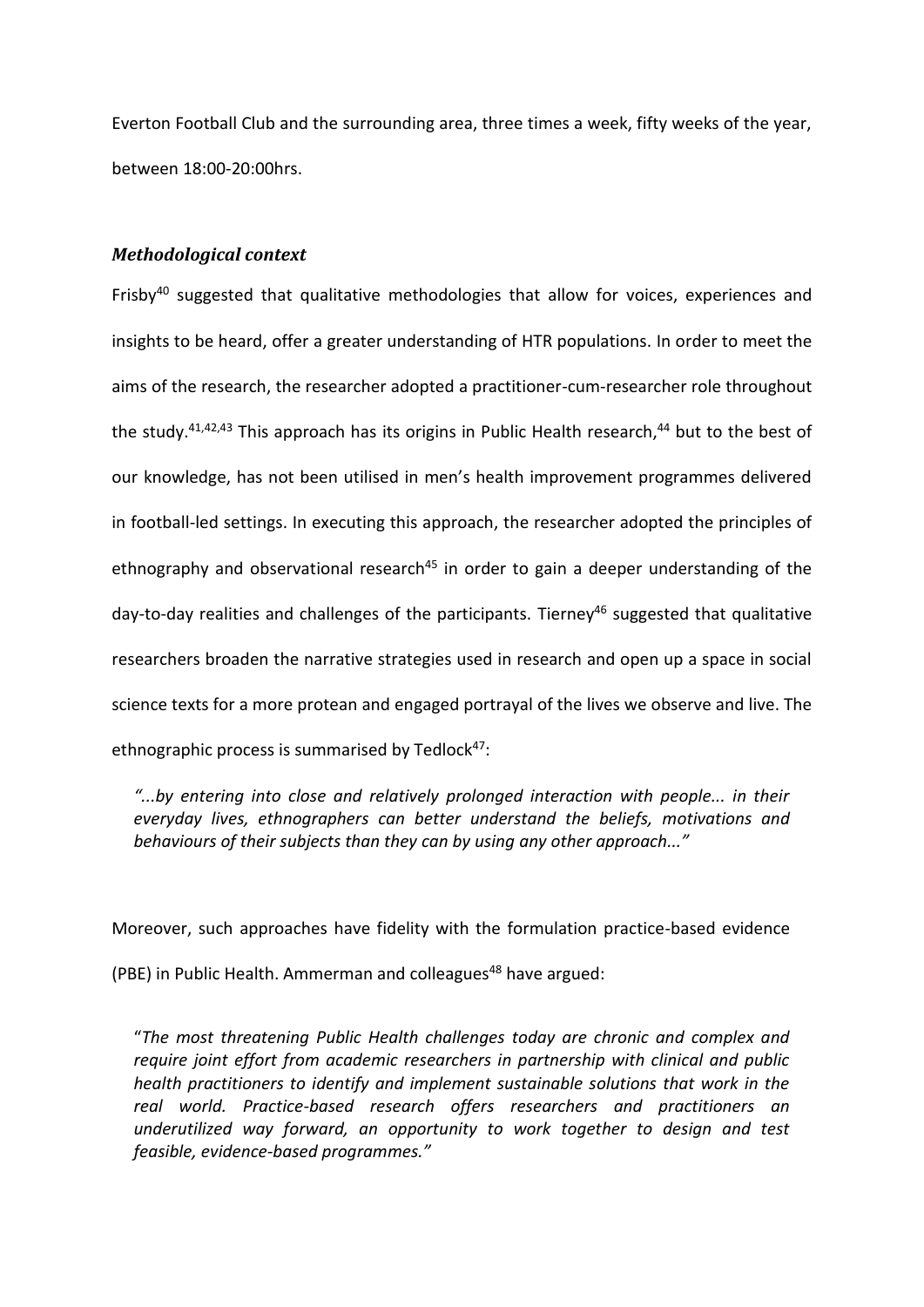Everton Football Club and the surrounding area, three times a week, fifty weeks of the year, between 18:00-20:00hrs.

### *Methodological context*

Frisby[40] suggested that qualitative methodologies that allow for voices, experiences and insights to be heard, offer a greater understanding of HTR populations. In order to meet the aims of the research, the researcher adopted a practitioner-cum-researcher role throughout the study.[41,42,43] This approach has its origins in Public Health research,[44] but to the best of our knowledge, has not been utilised in men's health improvement programmes delivered in football-led settings. In executing this approach, the researcher adopted the principles of ethnography and observational research[45] in order to gain a deeper understanding of the day-to-day realities and challenges of the participants. Tierney[46] suggested that qualitative researchers broaden the narrative strategies used in research and open up a space in social science texts for a more protean and engaged portrayal of the lives we observe and live. The ethnographic process is summarised by Tedlock[47]:

> *"...by entering into close and relatively prolonged interaction with people... in their everyday lives, ethnographers can better understand the beliefs, motivations and behaviours of their subjects than they can by using any other approach..."*

Moreover, such approaches have fidelity with the formulation practice-based evidence (PBE) in Public Health. Ammerman and colleagues[48] have argued:

> "*The most threatening Public Health challenges today are chronic and complex and require joint effort from academic researchers in partnership with clinical and public health practitioners to identify and implement sustainable solutions that work in the real world. Practice-based research offers researchers and practitioners an underutilized way forward, an opportunity to work together to design and test feasible, evidence-based programmes."*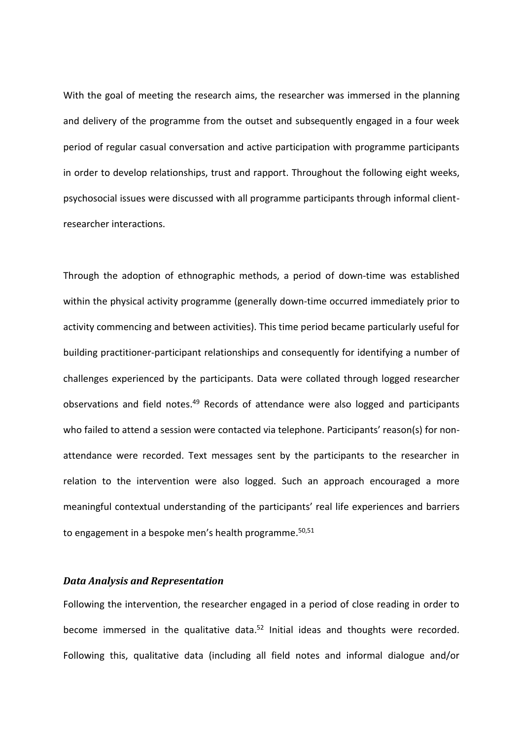With the goal of meeting the research aims, the researcher was immersed in the planning and delivery of the programme from the outset and subsequently engaged in a four week period of regular casual conversation and active participation with programme participants in order to develop relationships, trust and rapport. Throughout the following eight weeks, psychosocial issues were discussed with all programme participants through informal client-researcher interactions.

Through the adoption of ethnographic methods, a period of down-time was established within the physical activity programme (generally down-time occurred immediately prior to activity commencing and between activities). This time period became particularly useful for building practitioner-participant relationships and consequently for identifying a number of challenges experienced by the participants. Data were collated through logged researcher observations and field notes.[49] Records of attendance were also logged and participants who failed to attend a session were contacted via telephone. Participants' reason(s) for non-attendance were recorded. Text messages sent by the participants to the researcher in relation to the intervention were also logged. Such an approach encouraged a more meaningful contextual understanding of the participants' real life experiences and barriers to engagement in a bespoke men's health programme.[50,51]

### *Data Analysis and Representation*

Following the intervention, the researcher engaged in a period of close reading in order to become immersed in the qualitative data.[52] Initial ideas and thoughts were recorded. Following this, qualitative data (including all field notes and informal dialogue and/or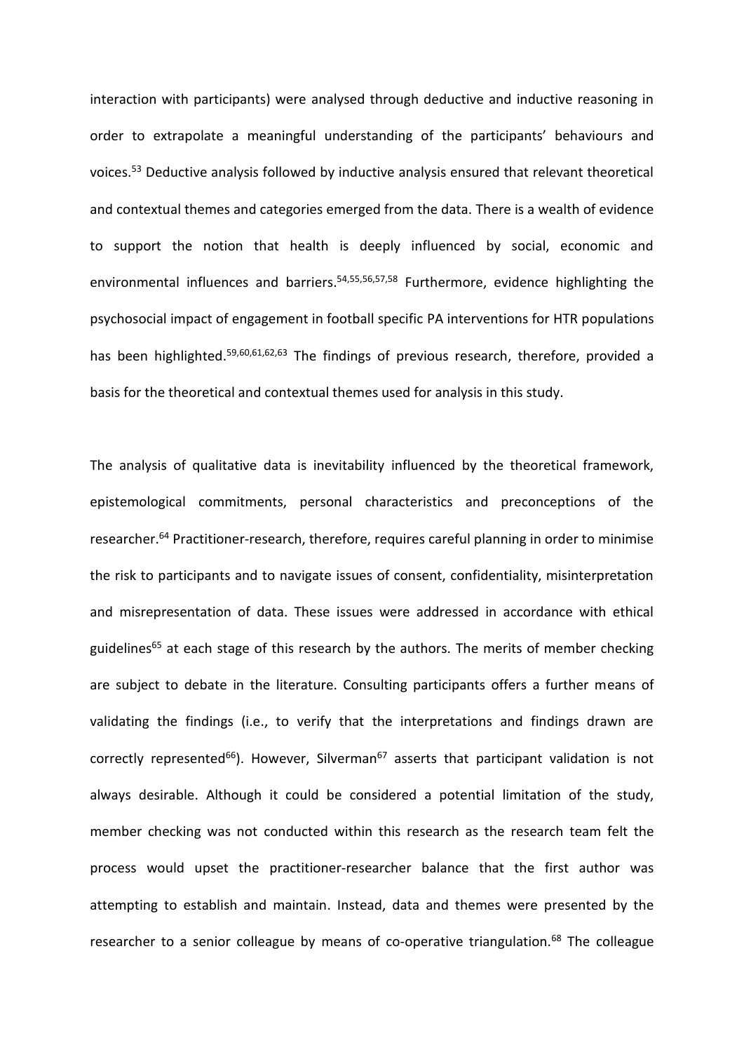interaction with participants) were analysed through deductive and inductive reasoning in order to extrapolate a meaningful understanding of the participants' behaviours and voices.[53] Deductive analysis followed by inductive analysis ensured that relevant theoretical and contextual themes and categories emerged from the data. There is a wealth of evidence to support the notion that health is deeply influenced by social, economic and environmental influences and barriers.[54,55,56,57,58] Furthermore, evidence highlighting the psychosocial impact of engagement in football specific PA interventions for HTR populations has been highlighted.[59,60,61,62,63] The findings of previous research, therefore, provided a basis for the theoretical and contextual themes used for analysis in this study.

The analysis of qualitative data is inevitability influenced by the theoretical framework, epistemological commitments, personal characteristics and preconceptions of the researcher.[64] Practitioner-research, therefore, requires careful planning in order to minimise the risk to participants and to navigate issues of consent, confidentiality, misinterpretation and misrepresentation of data. These issues were addressed in accordance with ethical guidelines[65] at each stage of this research by the authors. The merits of member checking are subject to debate in the literature. Consulting participants offers a further means of validating the findings (i.e., to verify that the interpretations and findings drawn are correctly represented[66]). However, Silverman[67] asserts that participant validation is not always desirable. Although it could be considered a potential limitation of the study, member checking was not conducted within this research as the research team felt the process would upset the practitioner-researcher balance that the first author was attempting to establish and maintain. Instead, data and themes were presented by the researcher to a senior colleague by means of co-operative triangulation.[68] The colleague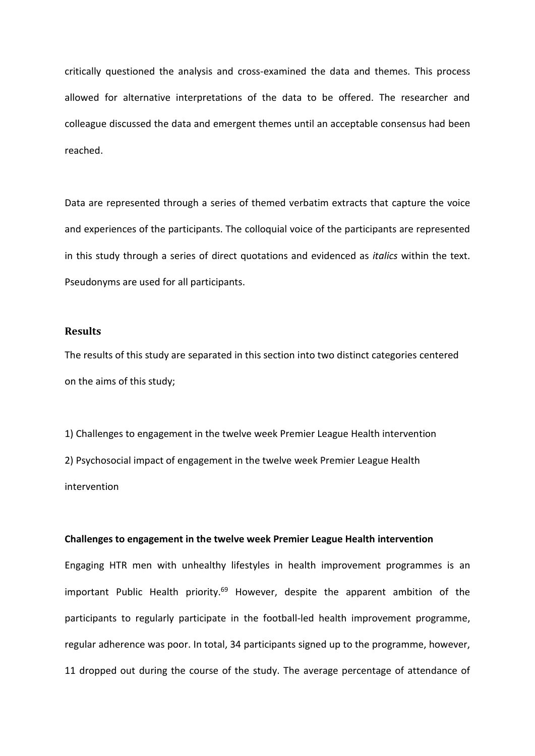critically questioned the analysis and cross-examined the data and themes. This process allowed for alternative interpretations of the data to be offered. The researcher and colleague discussed the data and emergent themes until an acceptable consensus had been reached.

Data are represented through a series of themed verbatim extracts that capture the voice and experiences of the participants. The colloquial voice of the participants are represented in this study through a series of direct quotations and evidenced as *italics* within the text. Pseudonyms are used for all participants.

## Results

The results of this study are separated in this section into two distinct categories centered on the aims of this study;

1) Challenges to engagement in the twelve week Premier League Health intervention
2) Psychosocial impact of engagement in the twelve week Premier League Health intervention

**Challenges to engagement in the twelve week Premier League Health intervention**

Engaging HTR men with unhealthy lifestyles in health improvement programmes is an important Public Health priority.[69] However, despite the apparent ambition of the participants to regularly participate in the football-led health improvement programme, regular adherence was poor. In total, 34 participants signed up to the programme, however, 11 dropped out during the course of the study. The average percentage of attendance of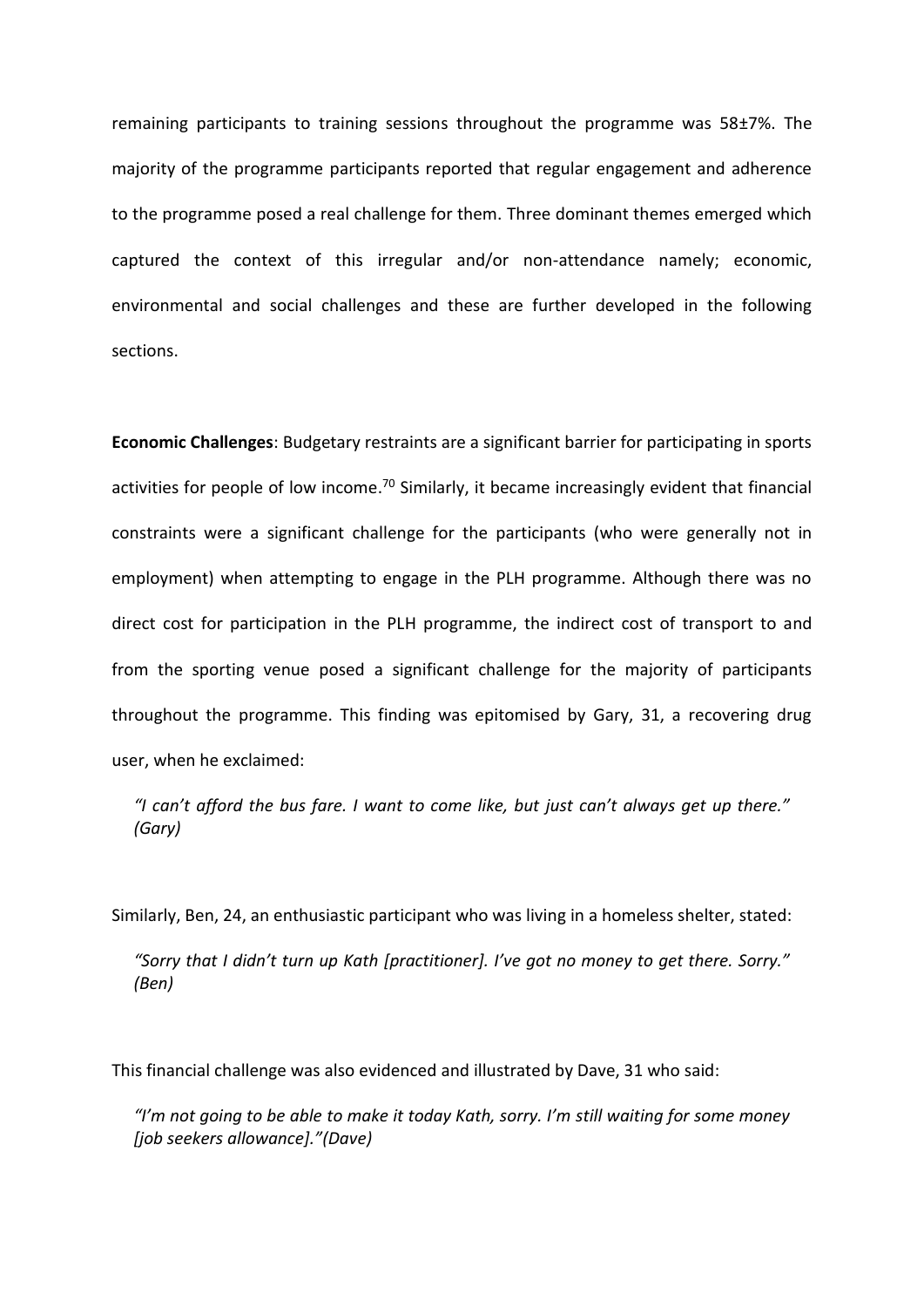remaining participants to training sessions throughout the programme was 58±7%. The majority of the programme participants reported that regular engagement and adherence to the programme posed a real challenge for them. Three dominant themes emerged which captured the context of this irregular and/or non-attendance namely; economic, environmental and social challenges and these are further developed in the following sections.

**Economic Challenges**: Budgetary restraints are a significant barrier for participating in sports activities for people of low income.[70] Similarly, it became increasingly evident that financial constraints were a significant challenge for the participants (who were generally not in employment) when attempting to engage in the PLH programme. Although there was no direct cost for participation in the PLH programme, the indirect cost of transport to and from the sporting venue posed a significant challenge for the majority of participants throughout the programme. This finding was epitomised by Gary, 31, a recovering drug user, when he exclaimed:

> *"I can't afford the bus fare. I want to come like, but just can't always get up there." (Gary)*

Similarly, Ben, 24, an enthusiastic participant who was living in a homeless shelter, stated:

> *"Sorry that I didn't turn up Kath [practitioner]. I've got no money to get there. Sorry." (Ben)*

This financial challenge was also evidenced and illustrated by Dave, 31 who said:

> *"I'm not going to be able to make it today Kath, sorry. I'm still waiting for some money [job seekers allowance]."(Dave)*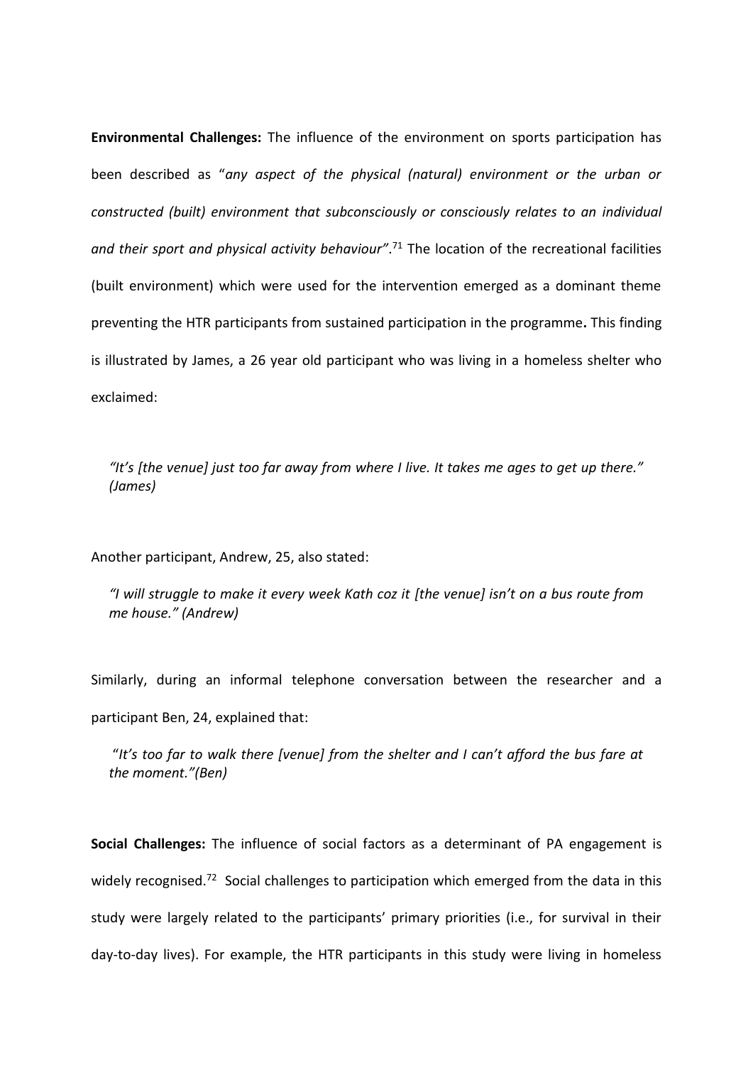**Environmental Challenges:** The influence of the environment on sports participation has been described as "*any aspect of the physical (natural) environment or the urban or constructed (built) environment that subconsciously or consciously relates to an individual and their sport and physical activity behaviour"*.[71] The location of the recreational facilities (built environment) which were used for the intervention emerged as a dominant theme preventing the HTR participants from sustained participation in the programme**.** This finding is illustrated by James, a 26 year old participant who was living in a homeless shelter who exclaimed:

> *"It's [the venue] just too far away from where I live. It takes me ages to get up there." (James)*

Another participant, Andrew, 25, also stated:

> *"I will struggle to make it every week Kath coz it [the venue] isn't on a bus route from me house." (Andrew)*

Similarly, during an informal telephone conversation between the researcher and a participant Ben, 24, explained that:

> "*It's too far to walk there [venue] from the shelter and I can't afford the bus fare at the moment."(Ben)*

**Social Challenges:** The influence of social factors as a determinant of PA engagement is widely recognised.[72] Social challenges to participation which emerged from the data in this study were largely related to the participants' primary priorities (i.e., for survival in their day-to-day lives). For example, the HTR participants in this study were living in homeless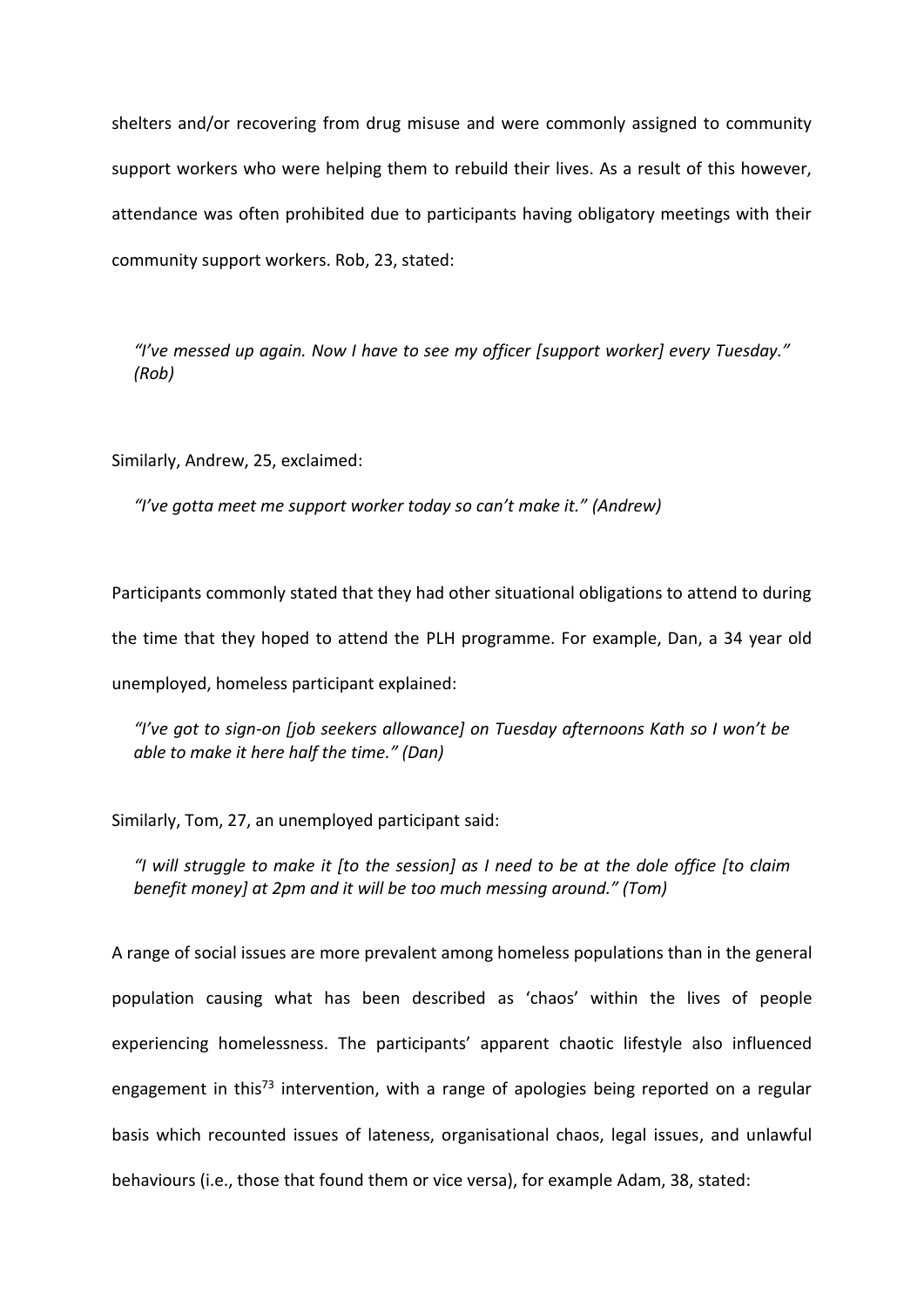shelters and/or recovering from drug misuse and were commonly assigned to community support workers who were helping them to rebuild their lives. As a result of this however, attendance was often prohibited due to participants having obligatory meetings with their community support workers. Rob, 23, stated:

> *"I've messed up again. Now I have to see my officer [support worker] every Tuesday." (Rob)*

Similarly, Andrew, 25, exclaimed:

> *"I've gotta meet me support worker today so can't make it." (Andrew)*

Participants commonly stated that they had other situational obligations to attend to during the time that they hoped to attend the PLH programme. For example, Dan, a 34 year old unemployed, homeless participant explained:

> *"I've got to sign-on [job seekers allowance] on Tuesday afternoons Kath so I won't be able to make it here half the time." (Dan)*

Similarly, Tom, 27, an unemployed participant said:

> *"I will struggle to make it [to the session] as I need to be at the dole office [to claim benefit money] at 2pm and it will be too much messing around." (Tom)*

A range of social issues are more prevalent among homeless populations than in the general population causing what has been described as 'chaos' within the lives of people experiencing homelessness. The participants' apparent chaotic lifestyle also influenced engagement in this[73] intervention, with a range of apologies being reported on a regular basis which recounted issues of lateness, organisational chaos, legal issues, and unlawful behaviours (i.e., those that found them or vice versa), for example Adam, 38, stated: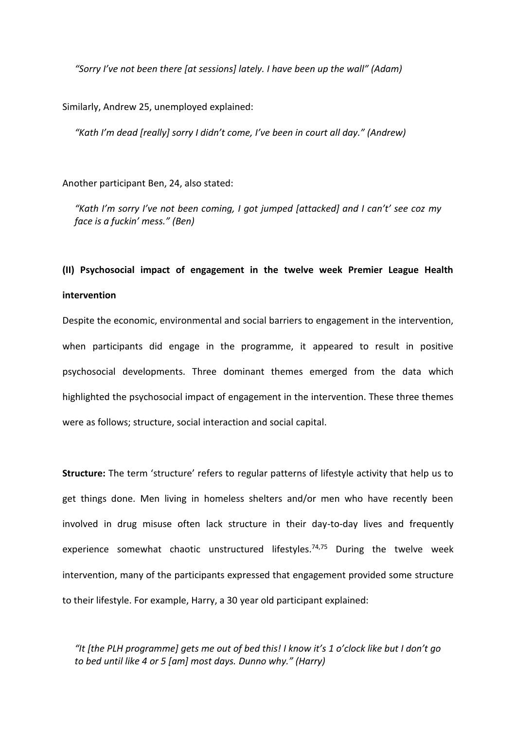*"Sorry I've not been there [at sessions] lately. I have been up the wall" (Adam)*

Similarly, Andrew 25, unemployed explained:

*"Kath I'm dead [really] sorry I didn't come, I've been in court all day." (Andrew)*

Another participant Ben, 24, also stated:

*"Kath I'm sorry I've not been coming, I got jumped [attacked] and I can't' see coz my face is a fuckin' mess." (Ben)*

**(II) Psychosocial impact of engagement in the twelve week Premier League Health intervention**

Despite the economic, environmental and social barriers to engagement in the intervention, when participants did engage in the programme, it appeared to result in positive psychosocial developments. Three dominant themes emerged from the data which highlighted the psychosocial impact of engagement in the intervention. These three themes were as follows; structure, social interaction and social capital.

**Structure:** The term 'structure' refers to regular patterns of lifestyle activity that help us to get things done. Men living in homeless shelters and/or men who have recently been involved in drug misuse often lack structure in their day-to-day lives and frequently experience somewhat chaotic unstructured lifestyles.[74,75] During the twelve week intervention, many of the participants expressed that engagement provided some structure to their lifestyle. For example, Harry, a 30 year old participant explained:

*"It [the PLH programme] gets me out of bed this! I know it's 1 o'clock like but I don't go to bed until like 4 or 5 [am] most days. Dunno why." (Harry)*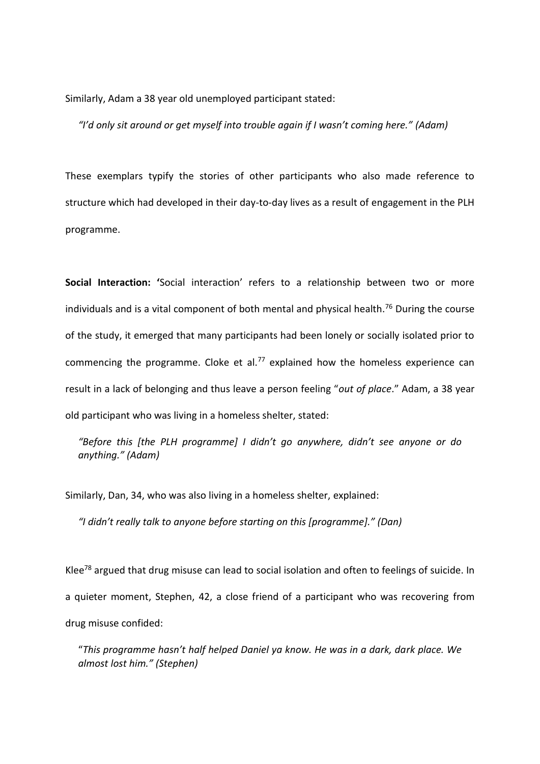Similarly, Adam a 38 year old unemployed participant stated:

> *"I'd only sit around or get myself into trouble again if I wasn't coming here." (Adam)*

These exemplars typify the stories of other participants who also made reference to structure which had developed in their day-to-day lives as a result of engagement in the PLH programme.

**Social Interaction:** 'Social interaction' refers to a relationship between two or more individuals and is a vital component of both mental and physical health.[76] During the course of the study, it emerged that many participants had been lonely or socially isolated prior to commencing the programme. Cloke et al.[77] explained how the homeless experience can result in a lack of belonging and thus leave a person feeling "*out of place*." Adam, a 38 year old participant who was living in a homeless shelter, stated:

> *"Before this [the PLH programme] I didn't go anywhere, didn't see anyone or do anything." (Adam)*

Similarly, Dan, 34, who was also living in a homeless shelter, explained:

> *"I didn't really talk to anyone before starting on this [programme]." (Dan)*

Klee[78] argued that drug misuse can lead to social isolation and often to feelings of suicide. In a quieter moment, Stephen, 42, a close friend of a participant who was recovering from drug misuse confided:

> "*This programme hasn't half helped Daniel ya know. He was in a dark, dark place. We almost lost him." (Stephen)*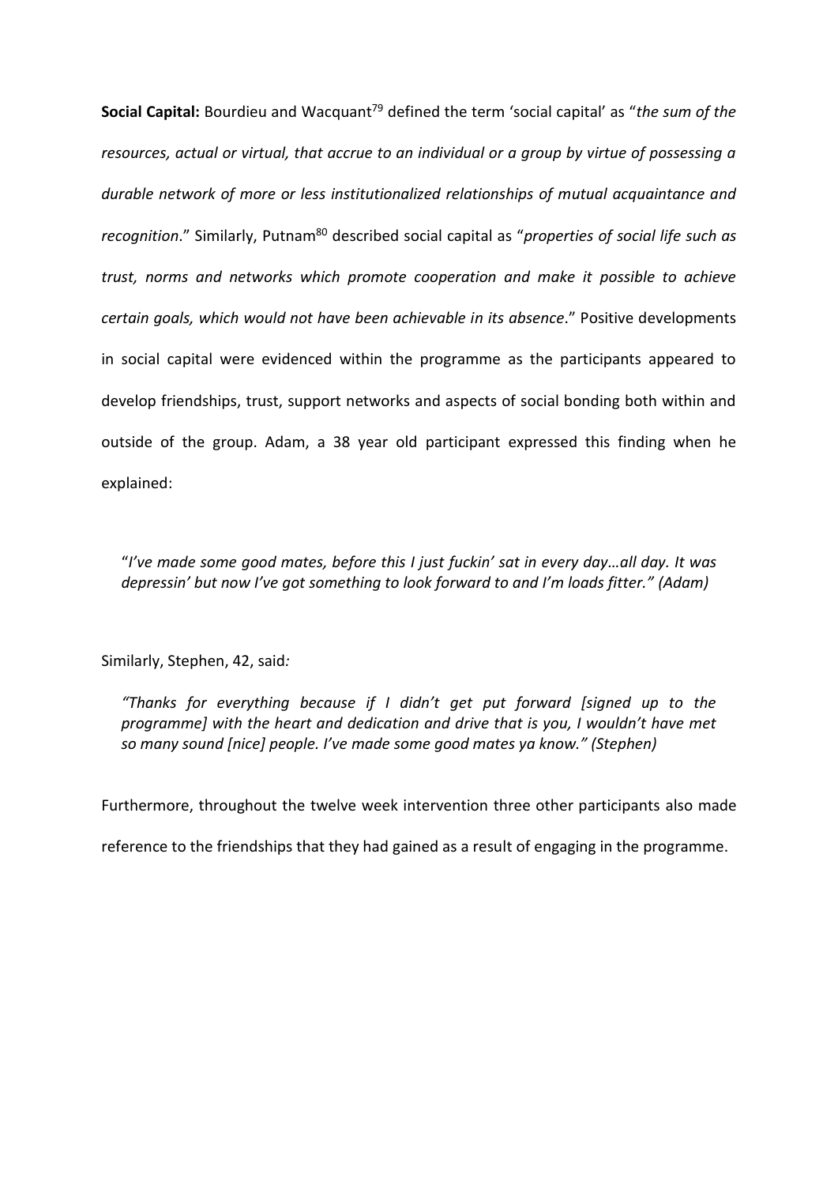**Social Capital:** Bourdieu and Wacquant[79] defined the term 'social capital' as "*the sum of the resources, actual or virtual, that accrue to an individual or a group by virtue of possessing a durable network of more or less institutionalized relationships of mutual acquaintance and recognition*." Similarly, Putnam[80] described social capital as "*properties of social life such as trust, norms and networks which promote cooperation and make it possible to achieve certain goals, which would not have been achievable in its absence*." Positive developments in social capital were evidenced within the programme as the participants appeared to develop friendships, trust, support networks and aspects of social bonding both within and outside of the group. Adam, a 38 year old participant expressed this finding when he explained:

> "*I've made some good mates, before this I just fuckin' sat in every day…all day. It was depressin' but now I've got something to look forward to and I'm loads fitter." (Adam)*

Similarly, Stephen, 42, said*:*

> *"Thanks for everything because if I didn't get put forward [signed up to the programme] with the heart and dedication and drive that is you, I wouldn't have met so many sound [nice] people. I've made some good mates ya know." (Stephen)*

Furthermore, throughout the twelve week intervention three other participants also made reference to the friendships that they had gained as a result of engaging in the programme.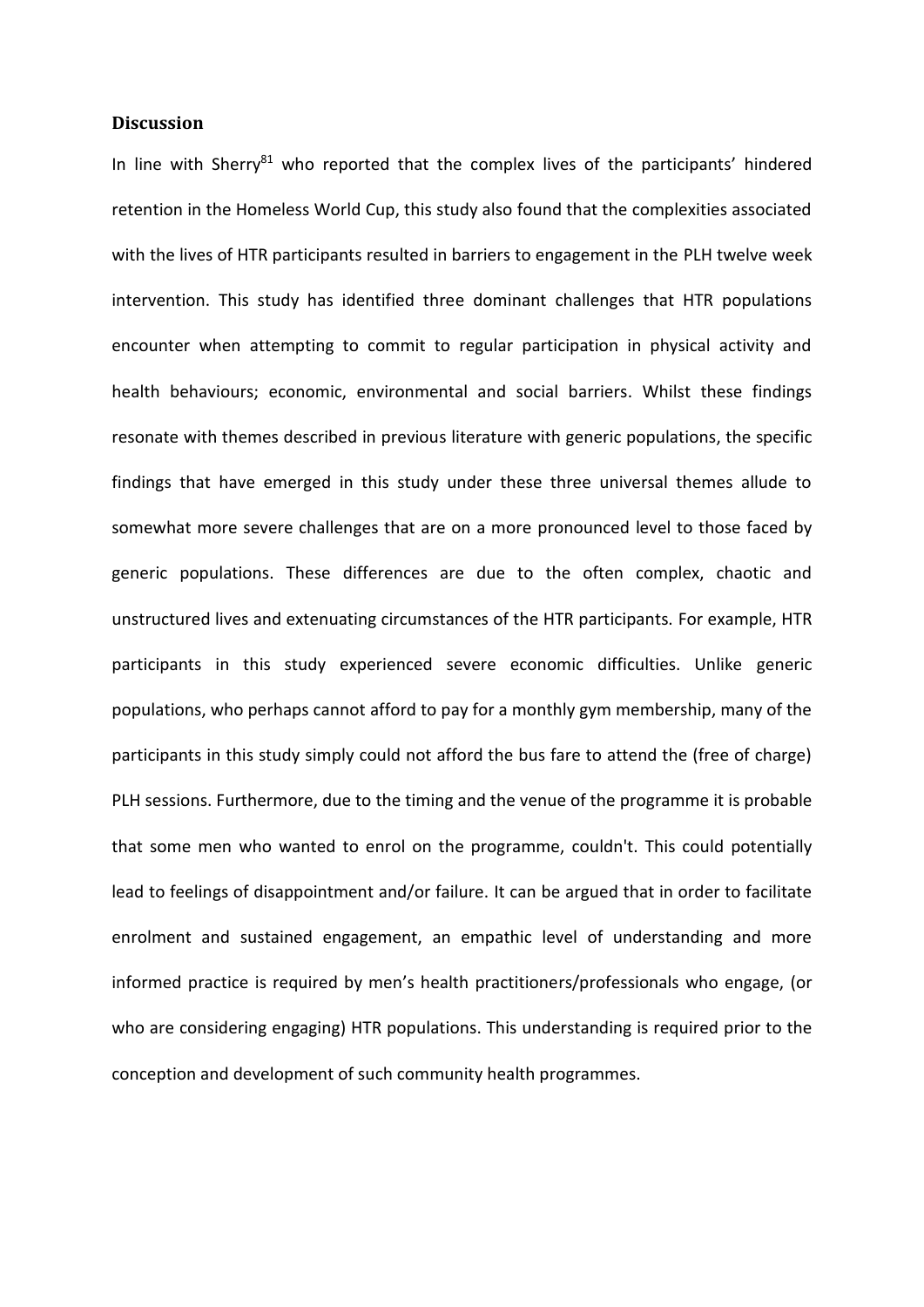## Discussion

In line with Sherry[81] who reported that the complex lives of the participants' hindered retention in the Homeless World Cup, this study also found that the complexities associated with the lives of HTR participants resulted in barriers to engagement in the PLH twelve week intervention. This study has identified three dominant challenges that HTR populations encounter when attempting to commit to regular participation in physical activity and health behaviours; economic, environmental and social barriers. Whilst these findings resonate with themes described in previous literature with generic populations, the specific findings that have emerged in this study under these three universal themes allude to somewhat more severe challenges that are on a more pronounced level to those faced by generic populations. These differences are due to the often complex, chaotic and unstructured lives and extenuating circumstances of the HTR participants. For example, HTR participants in this study experienced severe economic difficulties. Unlike generic populations, who perhaps cannot afford to pay for a monthly gym membership, many of the participants in this study simply could not afford the bus fare to attend the (free of charge) PLH sessions. Furthermore, due to the timing and the venue of the programme it is probable that some men who wanted to enrol on the programme, couldn't. This could potentially lead to feelings of disappointment and/or failure. It can be argued that in order to facilitate enrolment and sustained engagement, an empathic level of understanding and more informed practice is required by men's health practitioners/professionals who engage, (or who are considering engaging) HTR populations. This understanding is required prior to the conception and development of such community health programmes.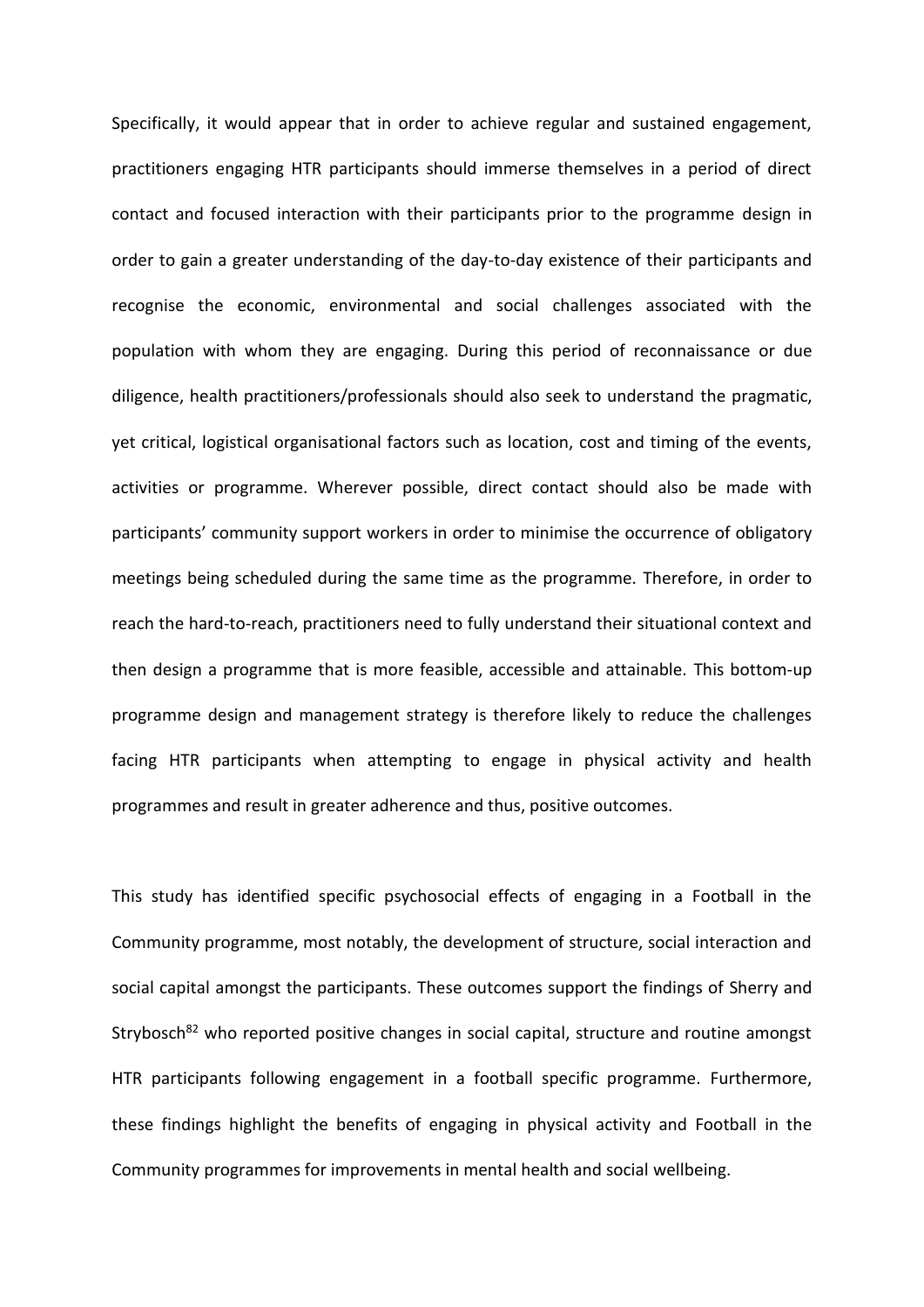Specifically, it would appear that in order to achieve regular and sustained engagement, practitioners engaging HTR participants should immerse themselves in a period of direct contact and focused interaction with their participants prior to the programme design in order to gain a greater understanding of the day-to-day existence of their participants and recognise the economic, environmental and social challenges associated with the population with whom they are engaging. During this period of reconnaissance or due diligence, health practitioners/professionals should also seek to understand the pragmatic, yet critical, logistical organisational factors such as location, cost and timing of the events, activities or programme. Wherever possible, direct contact should also be made with participants' community support workers in order to minimise the occurrence of obligatory meetings being scheduled during the same time as the programme. Therefore, in order to reach the hard-to-reach, practitioners need to fully understand their situational context and then design a programme that is more feasible, accessible and attainable. This bottom-up programme design and management strategy is therefore likely to reduce the challenges facing HTR participants when attempting to engage in physical activity and health programmes and result in greater adherence and thus, positive outcomes.

This study has identified specific psychosocial effects of engaging in a Football in the Community programme, most notably, the development of structure, social interaction and social capital amongst the participants. These outcomes support the findings of Sherry and Strybosch[82] who reported positive changes in social capital, structure and routine amongst HTR participants following engagement in a football specific programme. Furthermore, these findings highlight the benefits of engaging in physical activity and Football in the Community programmes for improvements in mental health and social wellbeing.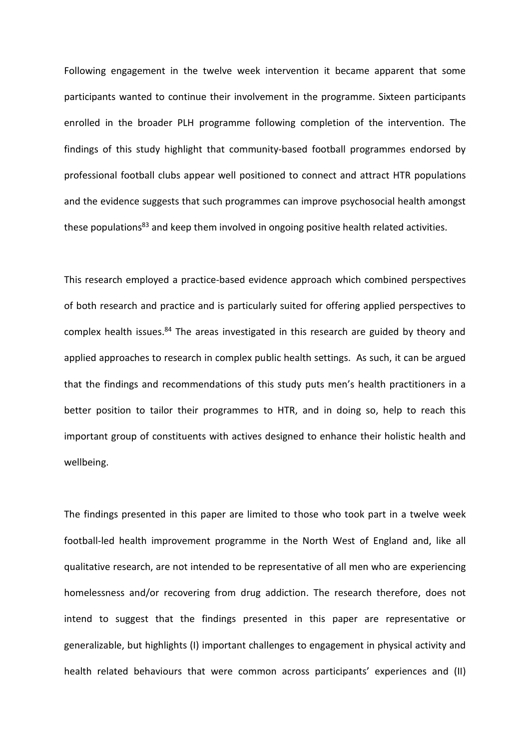Following engagement in the twelve week intervention it became apparent that some participants wanted to continue their involvement in the programme. Sixteen participants enrolled in the broader PLH programme following completion of the intervention. The findings of this study highlight that community-based football programmes endorsed by professional football clubs appear well positioned to connect and attract HTR populations and the evidence suggests that such programmes can improve psychosocial health amongst these populations[83] and keep them involved in ongoing positive health related activities.

This research employed a practice-based evidence approach which combined perspectives of both research and practice and is particularly suited for offering applied perspectives to complex health issues.[84] The areas investigated in this research are guided by theory and applied approaches to research in complex public health settings. As such, it can be argued that the findings and recommendations of this study puts men's health practitioners in a better position to tailor their programmes to HTR, and in doing so, help to reach this important group of constituents with actives designed to enhance their holistic health and wellbeing.

The findings presented in this paper are limited to those who took part in a twelve week football-led health improvement programme in the North West of England and, like all qualitative research, are not intended to be representative of all men who are experiencing homelessness and/or recovering from drug addiction. The research therefore, does not intend to suggest that the findings presented in this paper are representative or generalizable, but highlights (I) important challenges to engagement in physical activity and health related behaviours that were common across participants' experiences and (II)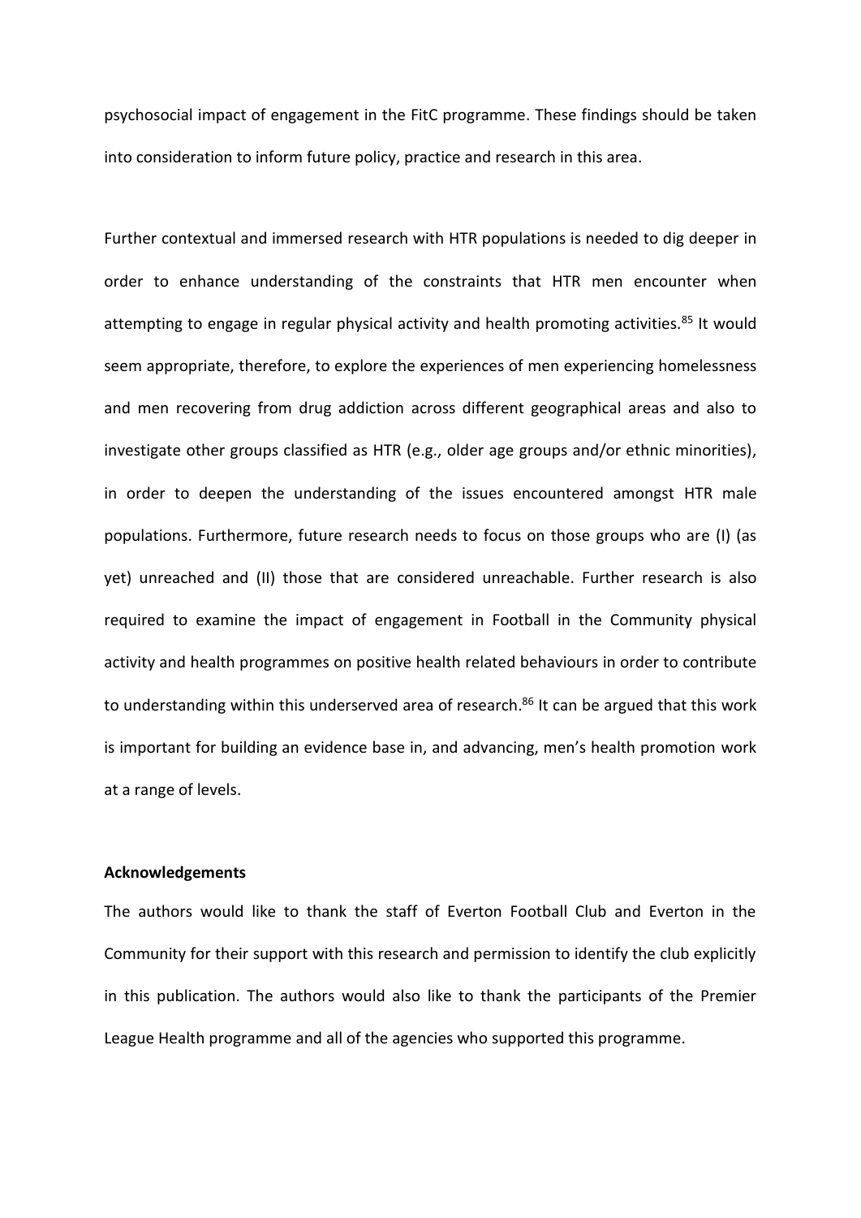psychosocial impact of engagement in the FitC programme. These findings should be taken into consideration to inform future policy, practice and research in this area.

Further contextual and immersed research with HTR populations is needed to dig deeper in order to enhance understanding of the constraints that HTR men encounter when attempting to engage in regular physical activity and health promoting activities.[85] It would seem appropriate, therefore, to explore the experiences of men experiencing homelessness and men recovering from drug addiction across different geographical areas and also to investigate other groups classified as HTR (e.g., older age groups and/or ethnic minorities), in order to deepen the understanding of the issues encountered amongst HTR male populations. Furthermore, future research needs to focus on those groups who are (I) (as yet) unreached and (II) those that are considered unreachable. Further research is also required to examine the impact of engagement in Football in the Community physical activity and health programmes on positive health related behaviours in order to contribute to understanding within this underserved area of research.[86] It can be argued that this work is important for building an evidence base in, and advancing, men's health promotion work at a range of levels.

**Acknowledgements**

The authors would like to thank the staff of Everton Football Club and Everton in the Community for their support with this research and permission to identify the club explicitly in this publication. The authors would also like to thank the participants of the Premier League Health programme and all of the agencies who supported this programme.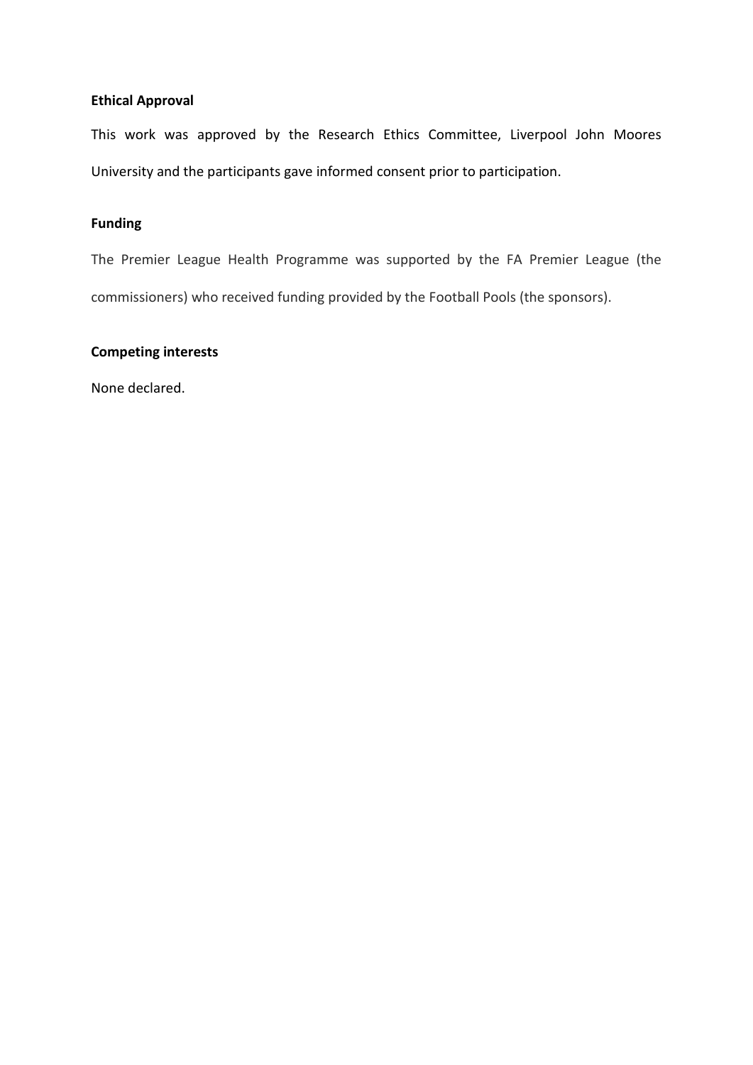**Ethical Approval**

This work was approved by the Research Ethics Committee, Liverpool John Moores University and the participants gave informed consent prior to participation.

**Funding**

The Premier League Health Programme was supported by the FA Premier League (the commissioners) who received funding provided by the Football Pools (the sponsors).

**Competing interests**

None declared.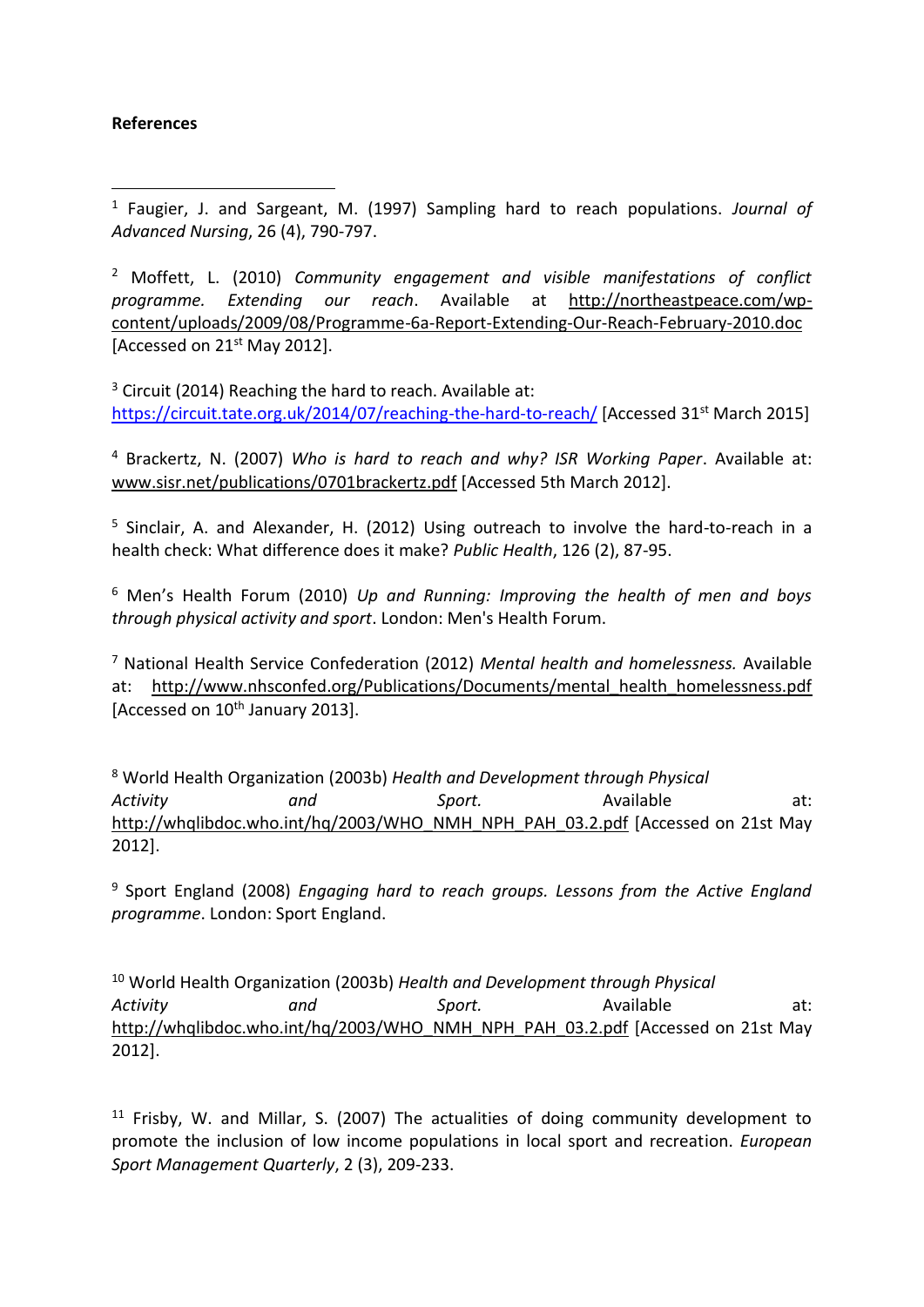**References**

[1] Faugier, J. and Sargeant, M. (1997) Sampling hard to reach populations. *Journal of Advanced Nursing*, 26 (4), 790-797.

[2] Moffett, L. (2010) *Community engagement and visible manifestations of conflict programme. Extending our reach*. Available at http://northeastpeace.com/wp-content/uploads/2009/08/Programme-6a-Report-Extending-Our-Reach-February-2010.doc [Accessed on 21st May 2012].

[3] Circuit (2014) Reaching the hard to reach. Available at: https://circuit.tate.org.uk/2014/07/reaching-the-hard-to-reach/ [Accessed 31st March 2015]

[4] Brackertz, N. (2007) *Who is hard to reach and why? ISR Working Paper*. Available at: www.sisr.net/publications/0701brackertz.pdf [Accessed 5th March 2012].

[5] Sinclair, A. and Alexander, H. (2012) Using outreach to involve the hard-to-reach in a health check: What difference does it make? *Public Health*, 126 (2), 87-95.

[6] Men's Health Forum (2010) *Up and Running: Improving the health of men and boys through physical activity and sport*. London: Men's Health Forum.

[7] National Health Service Confederation (2012) *Mental health and homelessness.* Available at: http://www.nhsconfed.org/Publications/Documents/mental_health_homelessness.pdf [Accessed on 10th January 2013].

[8] World Health Organization (2003b) *Health and Development through Physical Activity and Sport.* Available at: http://whqlibdoc.who.int/hq/2003/WHO_NMH_NPH_PAH_03.2.pdf [Accessed on 21st May 2012].

[9] Sport England (2008) *Engaging hard to reach groups. Lessons from the Active England programme*. London: Sport England.

[10] World Health Organization (2003b) *Health and Development through Physical Activity and Sport.* Available at: http://whqlibdoc.who.int/hq/2003/WHO_NMH_NPH_PAH_03.2.pdf [Accessed on 21st May 2012].

[11] Frisby, W. and Millar, S. (2007) The actualities of doing community development to promote the inclusion of low income populations in local sport and recreation. *European Sport Management Quarterly*, 2 (3), 209-233.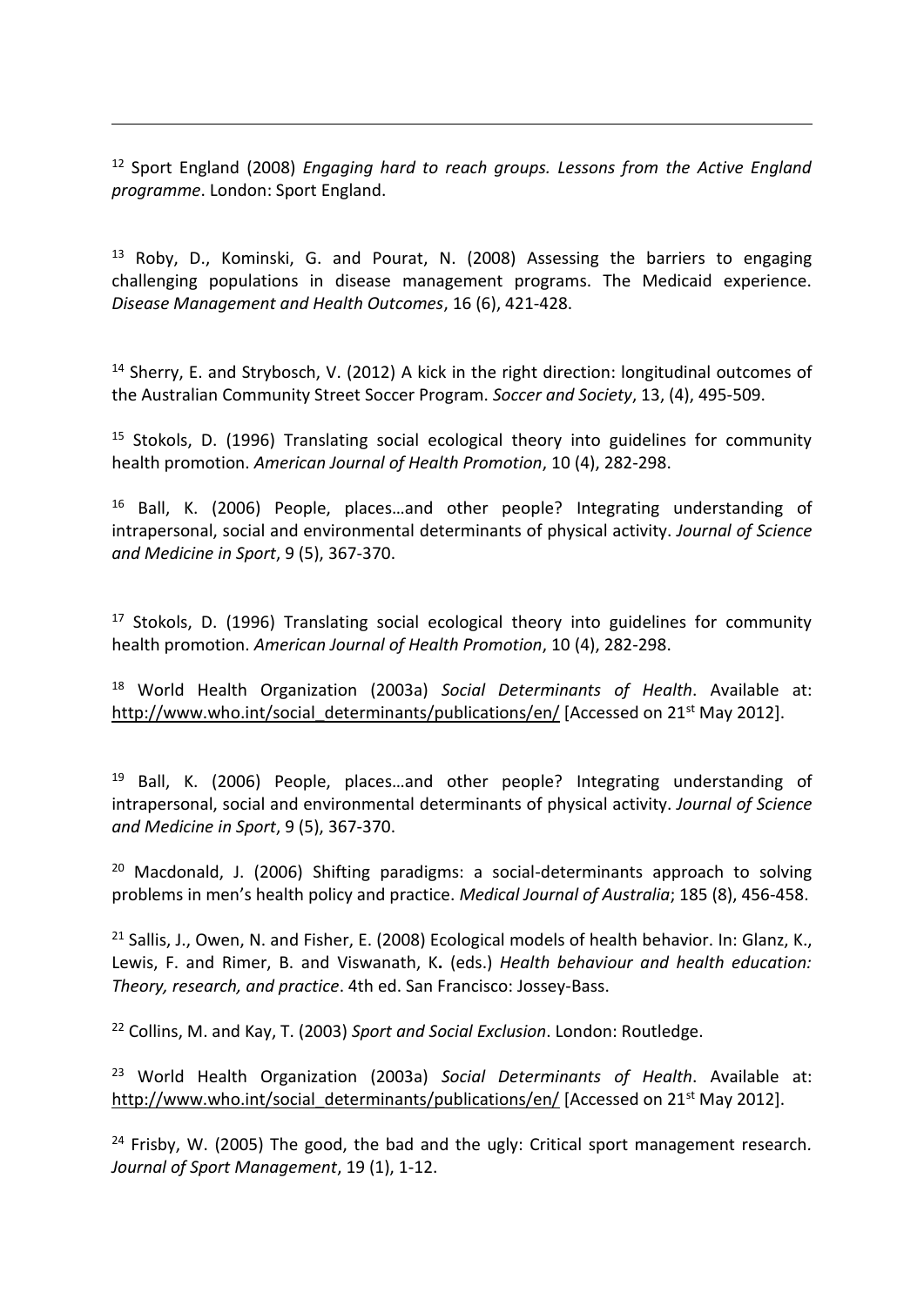[12] Sport England (2008) *Engaging hard to reach groups. Lessons from the Active England programme*. London: Sport England.

[13] Roby, D., Kominski, G. and Pourat, N. (2008) Assessing the barriers to engaging challenging populations in disease management programs. The Medicaid experience. *Disease Management and Health Outcomes*, 16 (6), 421-428.

[14] Sherry, E. and Strybosch, V. (2012) A kick in the right direction: longitudinal outcomes of the Australian Community Street Soccer Program. *Soccer and Society*, 13, (4), 495-509.

[15] Stokols, D. (1996) Translating social ecological theory into guidelines for community health promotion. *American Journal of Health Promotion*, 10 (4), 282-298.

[16] Ball, K. (2006) People, places…and other people? Integrating understanding of intrapersonal, social and environmental determinants of physical activity. *Journal of Science and Medicine in Sport*, 9 (5), 367-370.

[17] Stokols, D. (1996) Translating social ecological theory into guidelines for community health promotion. *American Journal of Health Promotion*, 10 (4), 282-298.

[18] World Health Organization (2003a) *Social Determinants of Health*. Available at: http://www.who.int/social_determinants/publications/en/ [Accessed on 21st May 2012].

[19] Ball, K. (2006) People, places…and other people? Integrating understanding of intrapersonal, social and environmental determinants of physical activity. *Journal of Science and Medicine in Sport*, 9 (5), 367-370.

[20] Macdonald, J. (2006) Shifting paradigms: a social-determinants approach to solving problems in men's health policy and practice. *Medical Journal of Australia*; 185 (8), 456-458.

[21] Sallis, J., Owen, N. and Fisher, E. (2008) Ecological models of health behavior. In: Glanz, K., Lewis, F. and Rimer, B. and Viswanath, K**.** (eds.) *Health behaviour and health education: Theory, research, and practice*. 4th ed. San Francisco: Jossey-Bass.

[22] Collins, M. and Kay, T. (2003) *Sport and Social Exclusion*. London: Routledge.

[23] World Health Organization (2003a) *Social Determinants of Health*. Available at: http://www.who.int/social_determinants/publications/en/ [Accessed on 21st May 2012].

[24] Frisby, W. (2005) The good, the bad and the ugly: Critical sport management research. *Journal of Sport Management*, 19 (1), 1-12.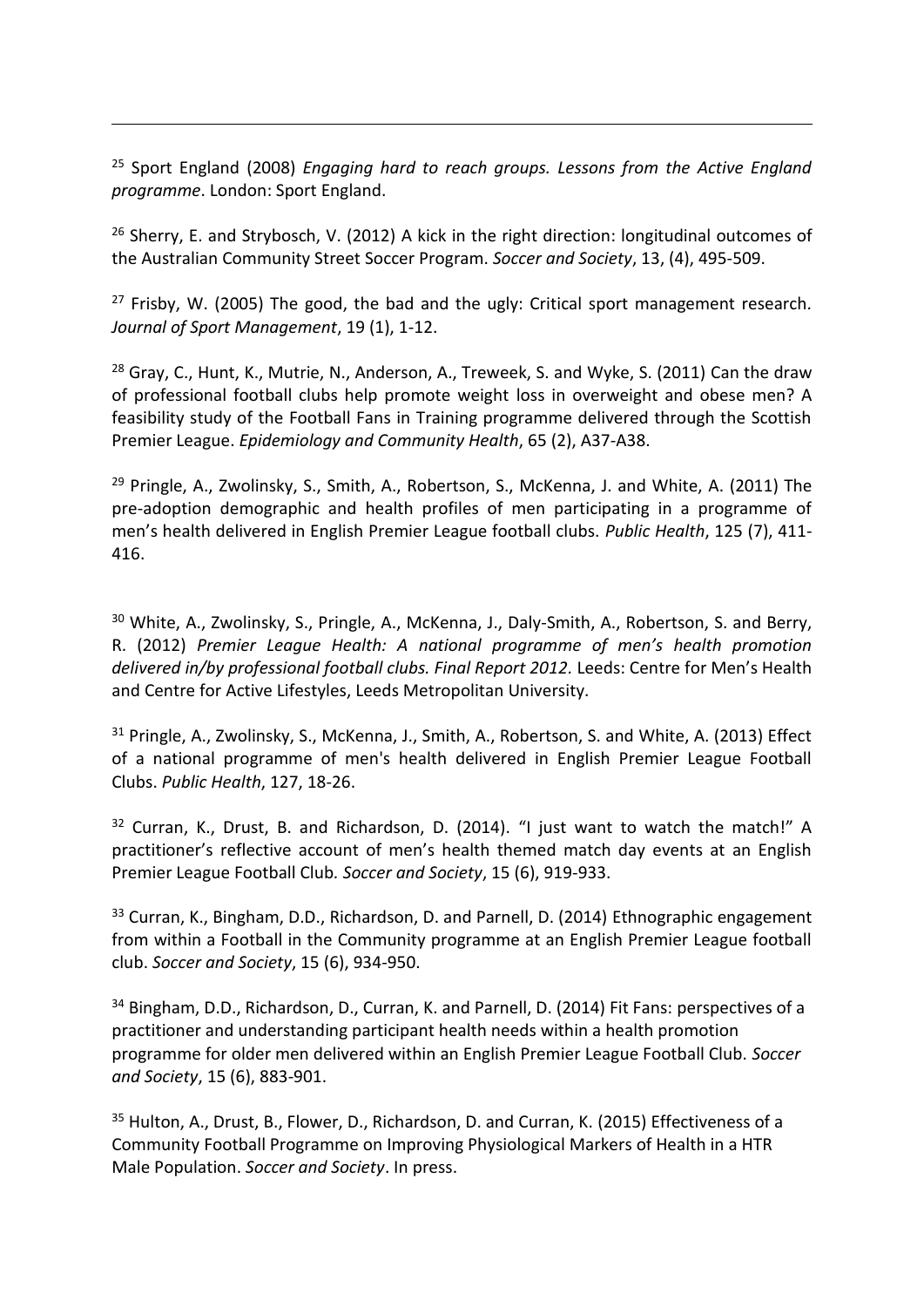[25] Sport England (2008) *Engaging hard to reach groups. Lessons from the Active England programme*. London: Sport England.

[26] Sherry, E. and Strybosch, V. (2012) A kick in the right direction: longitudinal outcomes of the Australian Community Street Soccer Program. *Soccer and Society*, 13, (4), 495-509.

[27] Frisby, W. (2005) The good, the bad and the ugly: Critical sport management research. *Journal of Sport Management*, 19 (1), 1-12.

[28] Gray, C., Hunt, K., Mutrie, N., Anderson, A., Treweek, S. and Wyke, S. (2011) Can the draw of professional football clubs help promote weight loss in overweight and obese men? A feasibility study of the Football Fans in Training programme delivered through the Scottish Premier League. *Epidemiology and Community Health*, 65 (2), A37-A38.

[29] Pringle, A., Zwolinsky, S., Smith, A., Robertson, S., McKenna, J. and White, A. (2011) The pre-adoption demographic and health profiles of men participating in a programme of men's health delivered in English Premier League football clubs. *Public Health*, 125 (7), 411-416.

[30] White, A., Zwolinsky, S., Pringle, A., McKenna, J., Daly-Smith, A., Robertson, S. and Berry, R. (2012) *Premier League Health: A national programme of men's health promotion delivered in/by professional football clubs. Final Report 2012*. Leeds: Centre for Men's Health and Centre for Active Lifestyles, Leeds Metropolitan University.

[31] Pringle, A., Zwolinsky, S., McKenna, J., Smith, A., Robertson, S. and White, A. (2013) Effect of a national programme of men's health delivered in English Premier League Football Clubs. *Public Health*, 127, 18-26.

[32] Curran, K., Drust, B. and Richardson, D. (2014). "I just want to watch the match!" A practitioner's reflective account of men's health themed match day events at an English Premier League Football Club*. Soccer and Society*, 15 (6), 919-933.

[33] Curran, K., Bingham, D.D., Richardson, D. and Parnell, D. (2014) Ethnographic engagement from within a Football in the Community programme at an English Premier League football club. *Soccer and Society*, 15 (6), 934-950.

[34] Bingham, D.D., Richardson, D., Curran, K. and Parnell, D. (2014) Fit Fans: perspectives of a practitioner and understanding participant health needs within a health promotion programme for older men delivered within an English Premier League Football Club. *Soccer and Society*, 15 (6), 883-901.

[35] Hulton, A., Drust, B., Flower, D., Richardson, D. and Curran, K. (2015) Effectiveness of a Community Football Programme on Improving Physiological Markers of Health in a HTR Male Population. *Soccer and Society*. In press.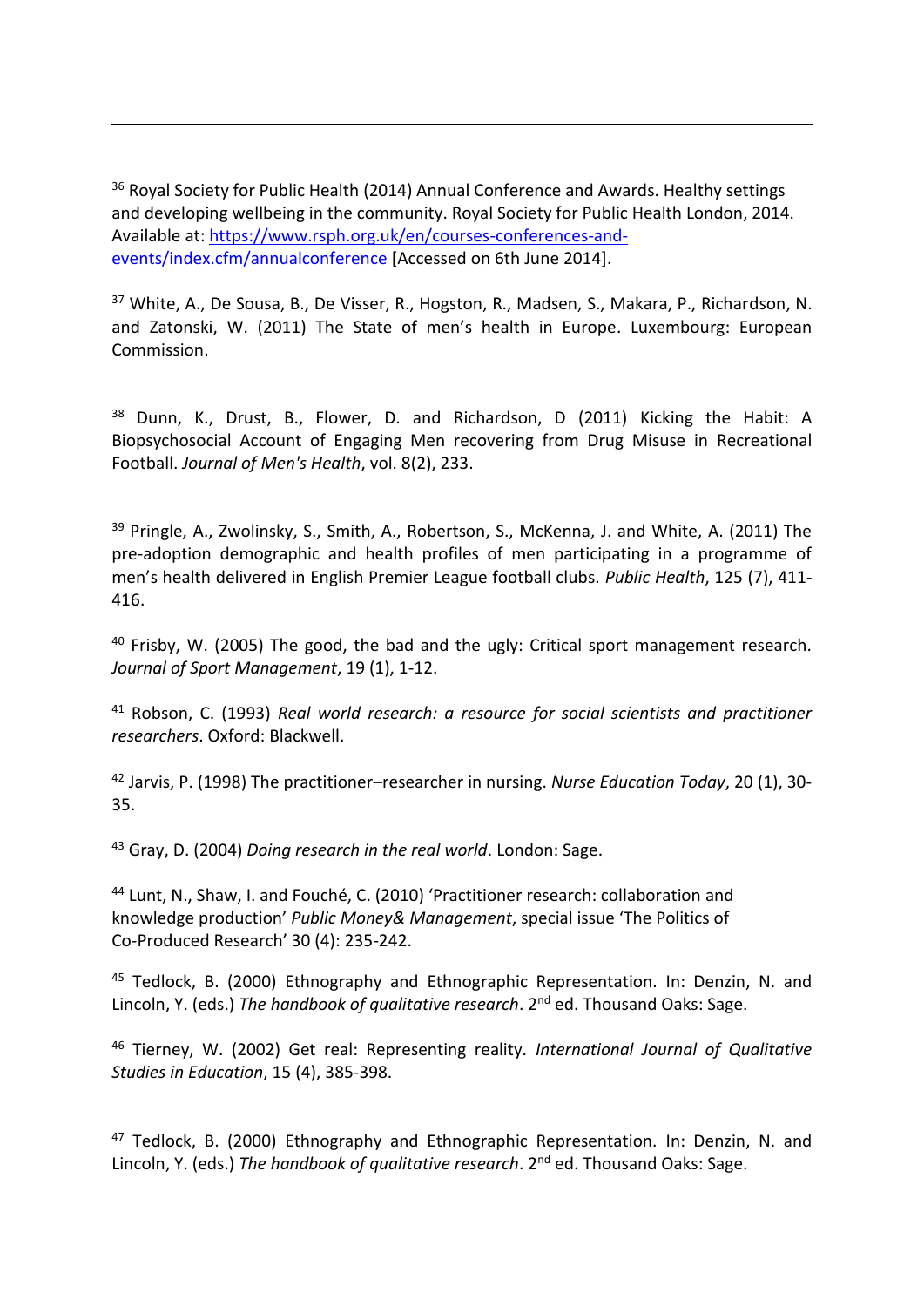---

[36] Royal Society for Public Health (2014) Annual Conference and Awards. Healthy settings and developing wellbeing in the community. Royal Society for Public Health London, 2014. Available at: [https://www.rsph.org.uk/en/courses-conferences-and-events/index.cfm/annualconference](https://www.rsph.org.uk/en/courses-conferences-and-events/index.cfm/annualconference) [Accessed on 6th June 2014].

[37] White, A., De Sousa, B., De Visser, R., Hogston, R., Madsen, S., Makara, P., Richardson, N. and Zatonski, W. (2011) The State of men's health in Europe. Luxembourg: European Commission.

[38] Dunn, K., Drust, B., Flower, D. and Richardson, D (2011) Kicking the Habit: A Biopsychosocial Account of Engaging Men recovering from Drug Misuse in Recreational Football. *Journal of Men's Health*, vol. 8(2), 233.

[39] Pringle, A., Zwolinsky, S., Smith, A., Robertson, S., McKenna, J. and White, A. (2011) The pre-adoption demographic and health profiles of men participating in a programme of men's health delivered in English Premier League football clubs. *Public Health*, 125 (7), 411-416.

[40] Frisby, W. (2005) The good, the bad and the ugly: Critical sport management research. *Journal of Sport Management*, 19 (1), 1-12.

[41] Robson, C. (1993) *Real world research: a resource for social scientists and practitioner researchers*. Oxford: Blackwell.

[42] Jarvis, P. (1998) The practitioner–researcher in nursing. *Nurse Education Today*, 20 (1), 30-35.

[43] Gray, D. (2004) *Doing research in the real world*. London: Sage.

[44] Lunt, N., Shaw, I. and Fouché, C. (2010) 'Practitioner research: collaboration and knowledge production' *Public Money& Management*, special issue 'The Politics of Co-Produced Research' 30 (4): 235-242.

[45] Tedlock, B. (2000) Ethnography and Ethnographic Representation. In: Denzin, N. and Lincoln, Y. (eds.) *The handbook of qualitative research*. 2nd ed. Thousand Oaks: Sage.

[46] Tierney, W. (2002) Get real: Representing reality. *International Journal of Qualitative Studies in Education*, 15 (4), 385-398.

[47] Tedlock, B. (2000) Ethnography and Ethnographic Representation. In: Denzin, N. and Lincoln, Y. (eds.) *The handbook of qualitative research*. 2nd ed. Thousand Oaks: Sage.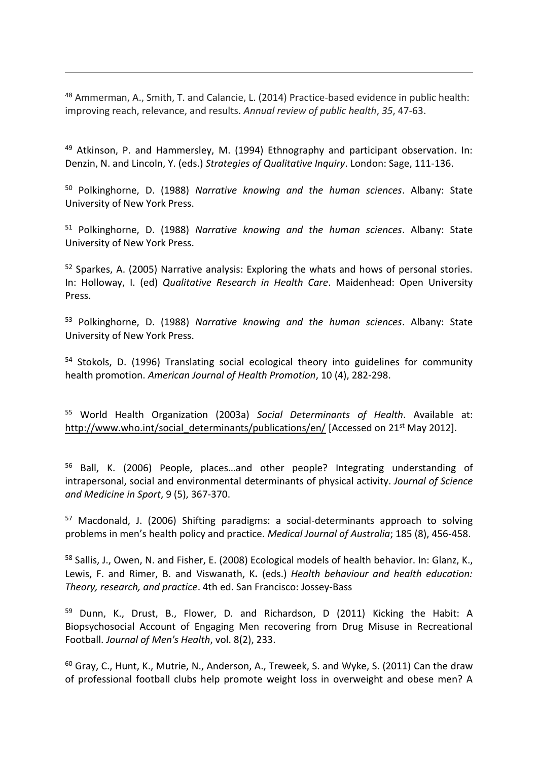[48] Ammerman, A., Smith, T. and Calancie, L. (2014) Practice-based evidence in public health: improving reach, relevance, and results. *Annual review of public health*, *35*, 47-63.

[49] Atkinson, P. and Hammersley, M. (1994) Ethnography and participant observation. In: Denzin, N. and Lincoln, Y. (eds.) *Strategies of Qualitative Inquiry*. London: Sage, 111-136.

[50] Polkinghorne, D. (1988) *Narrative knowing and the human sciences*. Albany: State University of New York Press.

[51] Polkinghorne, D. (1988) *Narrative knowing and the human sciences*. Albany: State University of New York Press.

[52] Sparkes, A. (2005) Narrative analysis: Exploring the whats and hows of personal stories. In: Holloway, I. (ed) *Qualitative Research in Health Care*. Maidenhead: Open University Press.

[53] Polkinghorne, D. (1988) *Narrative knowing and the human sciences*. Albany: State University of New York Press.

[54] Stokols, D. (1996) Translating social ecological theory into guidelines for community health promotion. *American Journal of Health Promotion*, 10 (4), 282-298.

[55] World Health Organization (2003a) *Social Determinants of Health*. Available at: http://www.who.int/social_determinants/publications/en/ [Accessed on 21st May 2012].

[56] Ball, K. (2006) People, places…and other people? Integrating understanding of intrapersonal, social and environmental determinants of physical activity. *Journal of Science and Medicine in Sport*, 9 (5), 367-370.

[57] Macdonald, J. (2006) Shifting paradigms: a social-determinants approach to solving problems in men's health policy and practice. *Medical Journal of Australia*; 185 (8), 456-458.

[58] Sallis, J., Owen, N. and Fisher, E. (2008) Ecological models of health behavior. In: Glanz, K., Lewis, F. and Rimer, B. and Viswanath, K**.** (eds.) *Health behaviour and health education: Theory, research, and practice*. 4th ed. San Francisco: Jossey-Bass

[59] Dunn, K., Drust, B., Flower, D. and Richardson, D (2011) Kicking the Habit: A Biopsychosocial Account of Engaging Men recovering from Drug Misuse in Recreational Football. *Journal of Men's Health*, vol. 8(2), 233.

[60] Gray, C., Hunt, K., Mutrie, N., Anderson, A., Treweek, S. and Wyke, S. (2011) Can the draw of professional football clubs help promote weight loss in overweight and obese men? A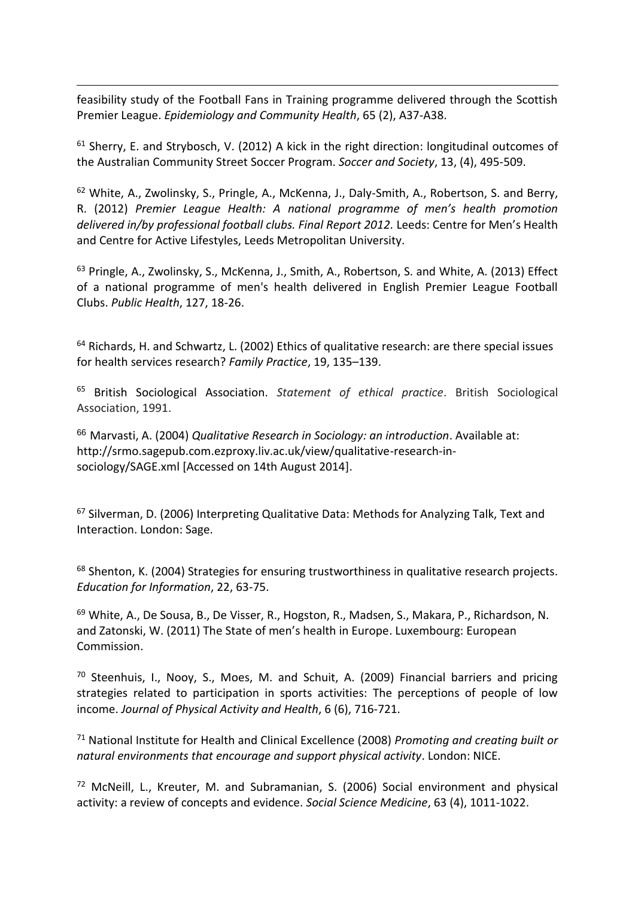feasibility study of the Football Fans in Training programme delivered through the Scottish Premier League. *Epidemiology and Community Health*, 65 (2), A37-A38.

[61] Sherry, E. and Strybosch, V. (2012) A kick in the right direction: longitudinal outcomes of the Australian Community Street Soccer Program. *Soccer and Society*, 13, (4), 495-509.

[62] White, A., Zwolinsky, S., Pringle, A., McKenna, J., Daly-Smith, A., Robertson, S. and Berry, R. (2012) *Premier League Health: A national programme of men's health promotion delivered in/by professional football clubs. Final Report 2012.* Leeds: Centre for Men's Health and Centre for Active Lifestyles, Leeds Metropolitan University.

[63] Pringle, A., Zwolinsky, S., McKenna, J., Smith, A., Robertson, S. and White, A. (2013) Effect of a national programme of men's health delivered in English Premier League Football Clubs. *Public Health*, 127, 18-26.

[64] Richards, H. and Schwartz, L. (2002) Ethics of qualitative research: are there special issues for health services research? *Family Practice*, 19, 135–139.

[65] British Sociological Association. *Statement of ethical practice*. British Sociological Association, 1991.

[66] Marvasti, A. (2004) *Qualitative Research in Sociology: an introduction*. Available at: http://srmo.sagepub.com.ezproxy.liv.ac.uk/view/qualitative-research-in-sociology/SAGE.xml [Accessed on 14th August 2014].

[67] Silverman, D. (2006) Interpreting Qualitative Data: Methods for Analyzing Talk, Text and Interaction. London: Sage.

[68] Shenton, K. (2004) Strategies for ensuring trustworthiness in qualitative research projects. *Education for Information*, 22, 63-75.

[69] White, A., De Sousa, B., De Visser, R., Hogston, R., Madsen, S., Makara, P., Richardson, N. and Zatonski, W. (2011) The State of men's health in Europe. Luxembourg: European Commission.

[70] Steenhuis, I., Nooy, S., Moes, M. and Schuit, A. (2009) Financial barriers and pricing strategies related to participation in sports activities: The perceptions of people of low income. *Journal of Physical Activity and Health*, 6 (6), 716-721.

[71] National Institute for Health and Clinical Excellence (2008) *Promoting and creating built or natural environments that encourage and support physical activity*. London: NICE.

[72] McNeill, L., Kreuter, M. and Subramanian, S. (2006) Social environment and physical activity: a review of concepts and evidence. *Social Science Medicine*, 63 (4), 1011-1022.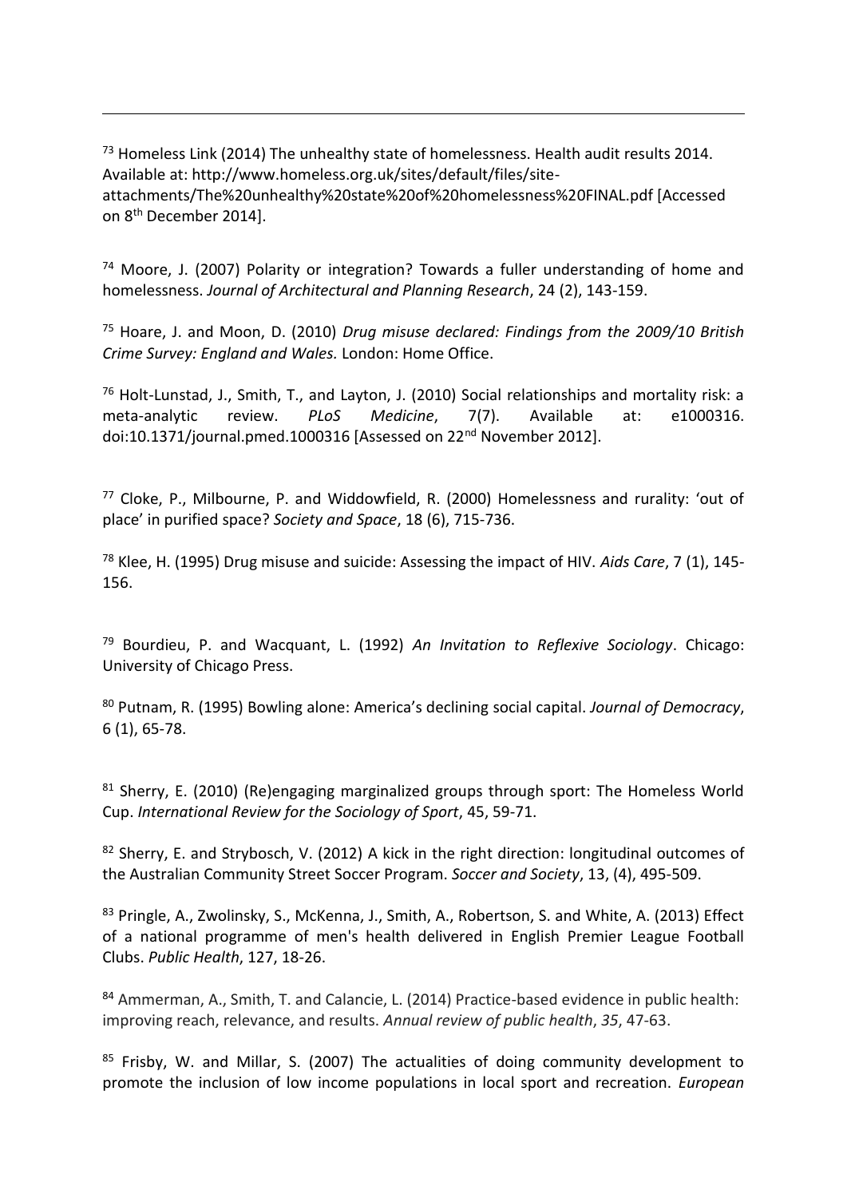[73] Homeless Link (2014) The unhealthy state of homelessness. Health audit results 2014. Available at: http://www.homeless.org.uk/sites/default/files/site-attachments/The%20unhealthy%20state%20of%20homelessness%20FINAL.pdf [Accessed on 8th December 2014].

[74] Moore, J. (2007) Polarity or integration? Towards a fuller understanding of home and homelessness. *Journal of Architectural and Planning Research*, 24 (2), 143-159.

[75] Hoare, J. and Moon, D. (2010) *Drug misuse declared: Findings from the 2009/10 British Crime Survey: England and Wales.* London: Home Office.

[76] Holt-Lunstad, J., Smith, T., and Layton, J. (2010) Social relationships and mortality risk: a meta-analytic review. *PLoS Medicine*, 7(7). Available at: e1000316. doi:10.1371/journal.pmed.1000316 [Assessed on 22nd November 2012].

[77] Cloke, P., Milbourne, P. and Widdowfield, R. (2000) Homelessness and rurality: 'out of place' in purified space? *Society and Space*, 18 (6), 715-736.

[78] Klee, H. (1995) Drug misuse and suicide: Assessing the impact of HIV. *Aids Care*, 7 (1), 145-156.

[79] Bourdieu, P. and Wacquant, L. (1992) *An Invitation to Reflexive Sociology*. Chicago: University of Chicago Press.

[80] Putnam, R. (1995) Bowling alone: America's declining social capital. *Journal of Democracy*, 6 (1), 65-78.

[81] Sherry, E. (2010) (Re)engaging marginalized groups through sport: The Homeless World Cup. *International Review for the Sociology of Sport*, 45, 59-71.

[82] Sherry, E. and Strybosch, V. (2012) A kick in the right direction: longitudinal outcomes of the Australian Community Street Soccer Program. *Soccer and Society*, 13, (4), 495-509.

[83] Pringle, A., Zwolinsky, S., McKenna, J., Smith, A., Robertson, S. and White, A. (2013) Effect of a national programme of men's health delivered in English Premier League Football Clubs. *Public Health*, 127, 18-26.

[84] Ammerman, A., Smith, T. and Calancie, L. (2014) Practice-based evidence in public health: improving reach, relevance, and results. *Annual review of public health*, *35*, 47-63.

[85] Frisby, W. and Millar, S. (2007) The actualities of doing community development to promote the inclusion of low income populations in local sport and recreation. *European*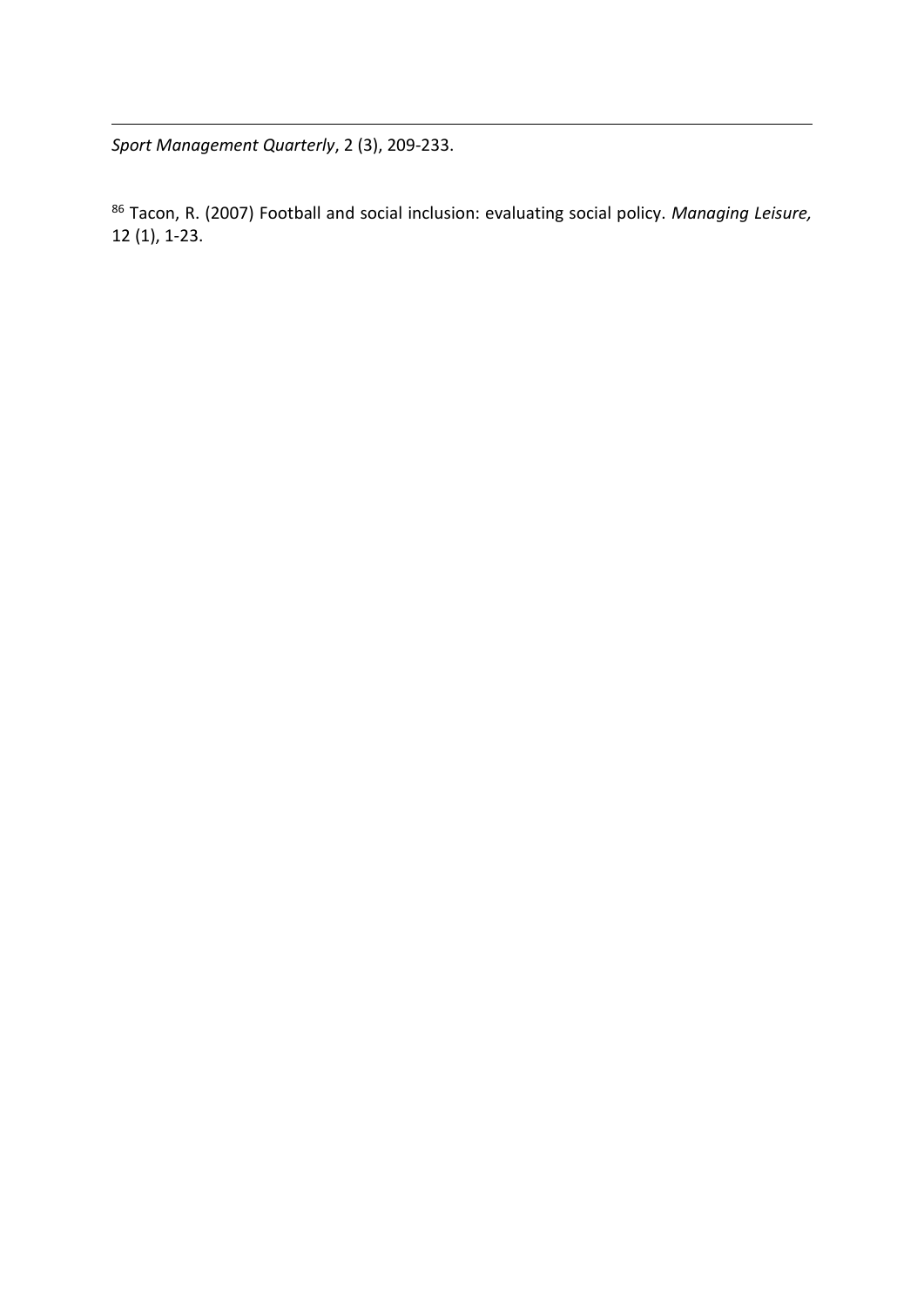*Sport Management Quarterly*, 2 (3), 209-233.

[86] Tacon, R. (2007) Football and social inclusion: evaluating social policy. *Managing Leisure,* 12 (1), 1-23.